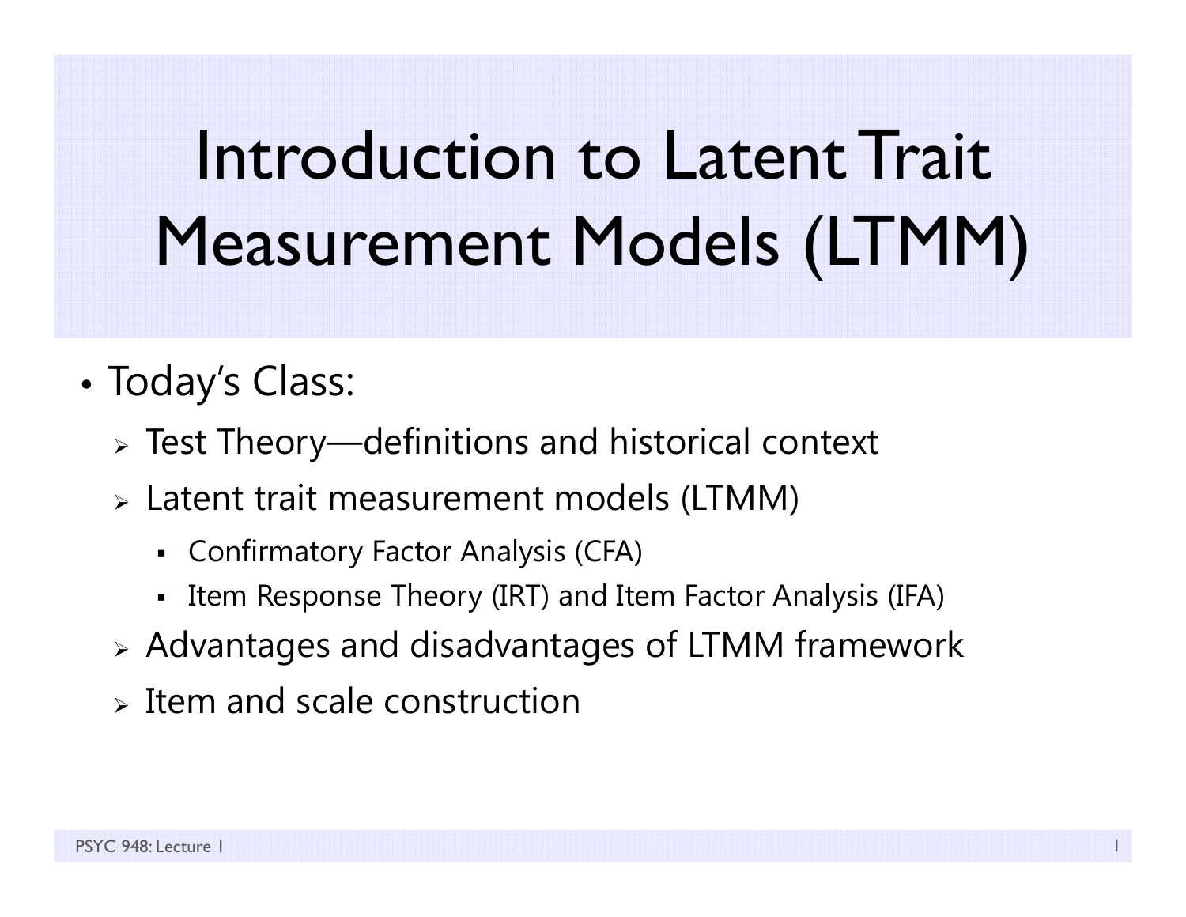# Introduction to Latent Trait Measurement Models (LTMM)

- Today's Class:
  - Test Theory—definitions and historical context
  - Latent trait measurement models (LTMM)
    - Confirmatory Factor Analysis (CFA)
    - Item Response Theory (IRT) and Item Factor Analysis (IFA)
  - Advantages and disadvantages of LTMM framework
  - Item and scale construction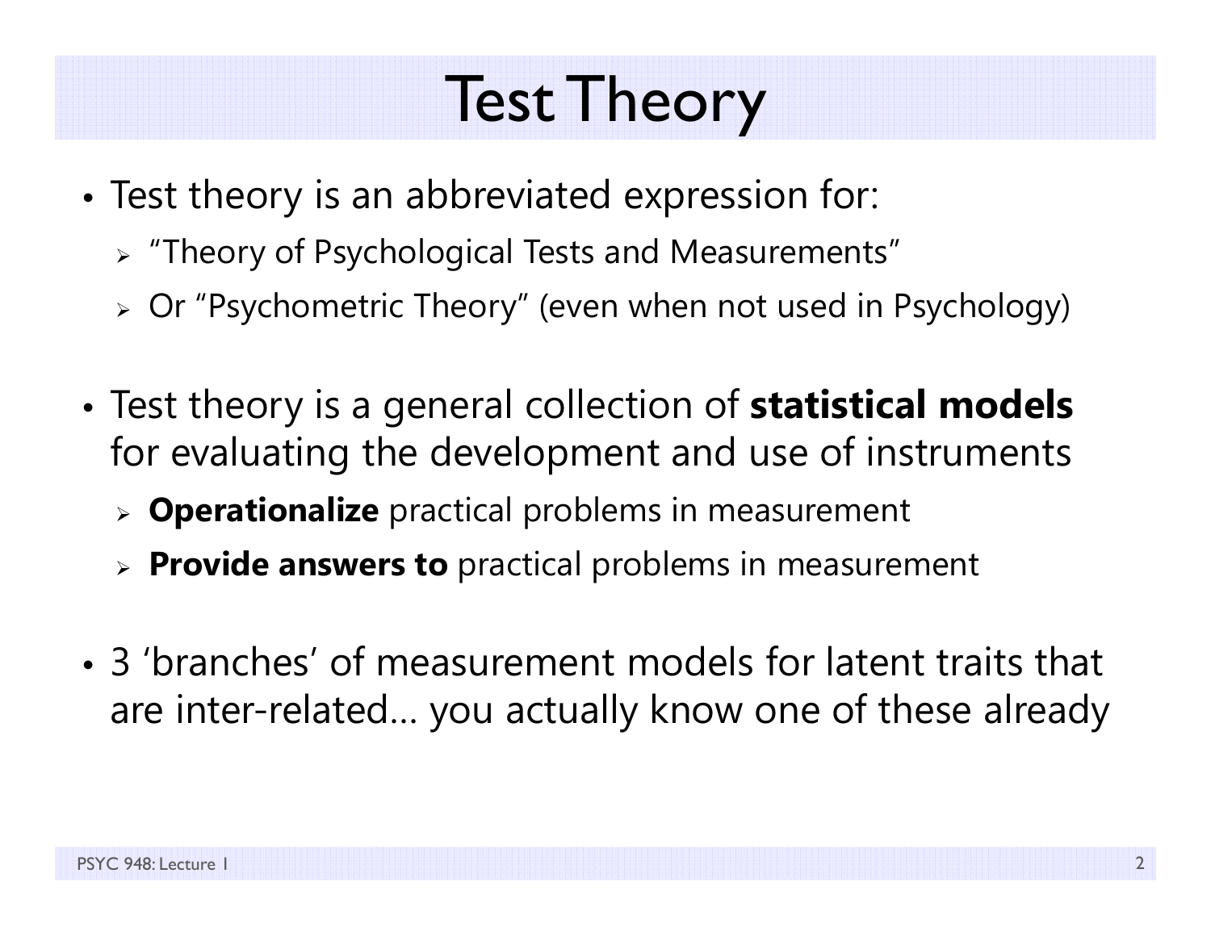# Test Theory

- Test theory is an abbreviated expression for:
  - "Theory of Psychological Tests and Measurements"
  - Or "Psychometric Theory" (even when not used in Psychology)
- Test theory is a general collection of **statistical models** for evaluating the development and use of instruments
  - **Operationalize** practical problems in measurement
  - **Provide answers to** practical problems in measurement
- 3 'branches' of measurement models for latent traits that are inter-related… you actually know one of these already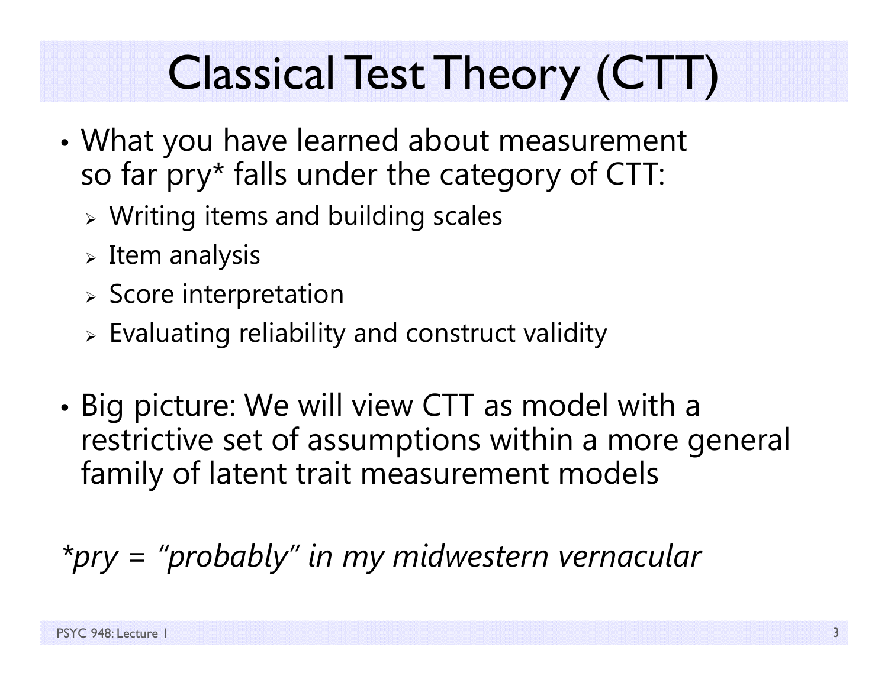# Classical Test Theory (CTT)

- What you have learned about measurement so far pry* falls under the category of CTT:
  - Writing items and building scales
  - Item analysis
  - Score interpretation
  - Evaluating reliability and construct validity

- Big picture: We will view CTT as model with a restrictive set of assumptions within a more general family of latent trait measurement models

*\*pry = "probably" in my midwestern vernacular*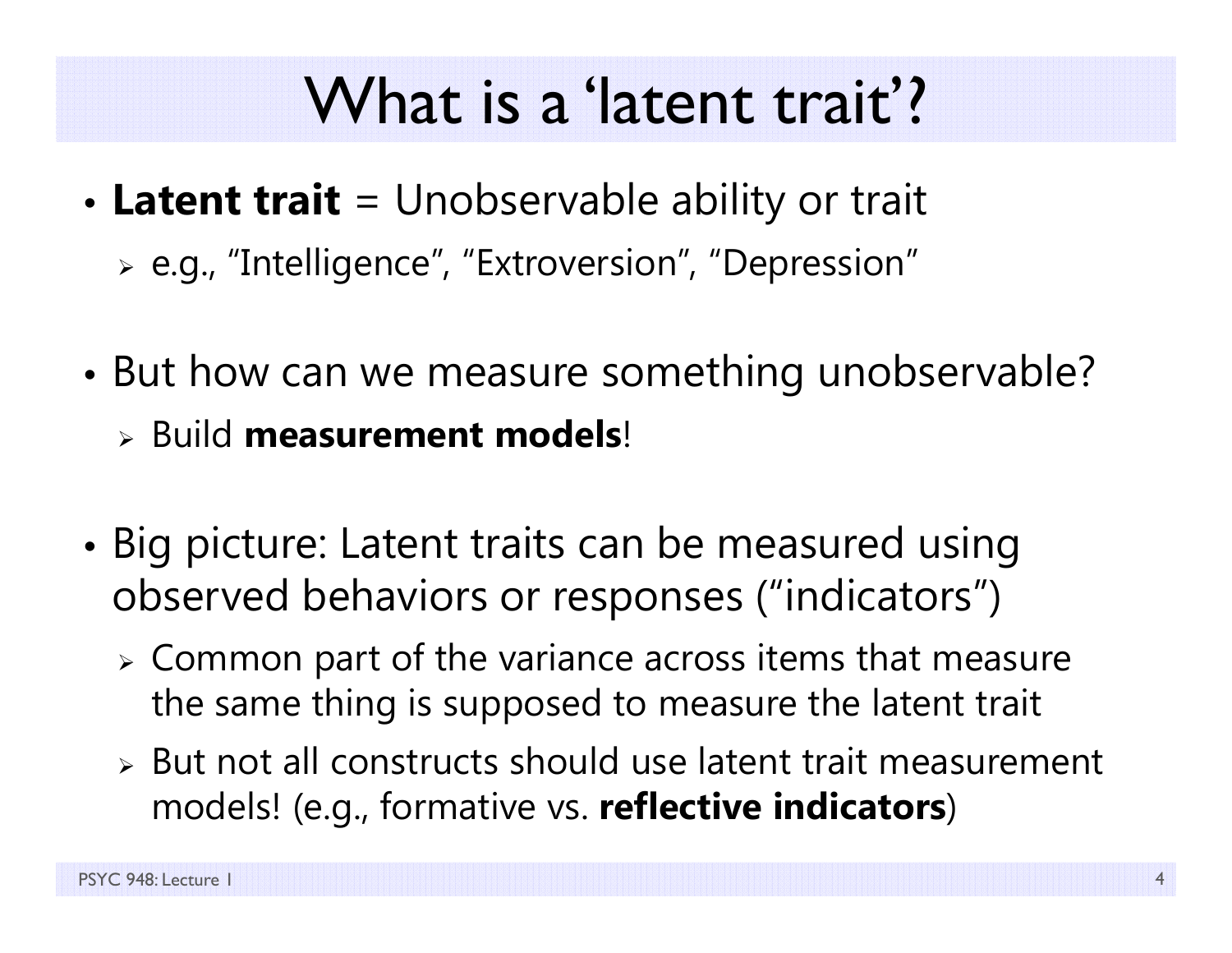# What is a 'latent trait'?

- **Latent trait** = Unobservable ability or trait
  - e.g., "Intelligence", "Extroversion", "Depression"

- But how can we measure something unobservable?
  - Build **measurement models**!

- Big picture: Latent traits can be measured using observed behaviors or responses ("indicators")
  - Common part of the variance across items that measure the same thing is supposed to measure the latent trait
  - But not all constructs should use latent trait measurement models! (e.g., formative vs. **reflective indicators**)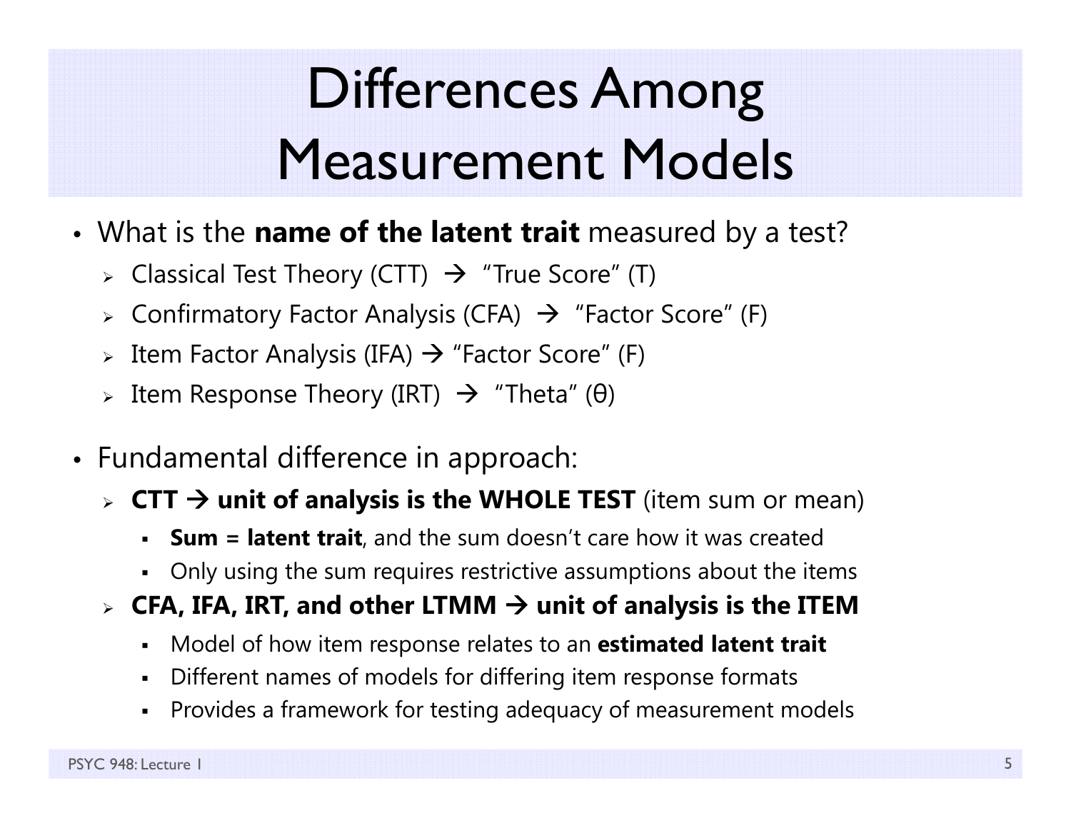# Differences Among Measurement Models

- What is the **name of the latent trait** measured by a test?
  - Classical Test Theory (CTT) → "True Score" (T)
  - Confirmatory Factor Analysis (CFA) → "Factor Score" (F)
  - Item Factor Analysis (IFA) → "Factor Score" (F)
  - Item Response Theory (IRT) → "Theta" ($\theta$)

- Fundamental difference in approach:
  - **CTT → unit of analysis is the WHOLE TEST** (item sum or mean)
    - **Sum = latent trait**, and the sum doesn't care how it was created
    - Only using the sum requires restrictive assumptions about the items
  - **CFA, IFA, IRT, and other LTMM → unit of analysis is the ITEM**
    - Model of how item response relates to an **estimated latent trait**
    - Different names of models for differing item response formats
    - Provides a framework for testing adequacy of measurement models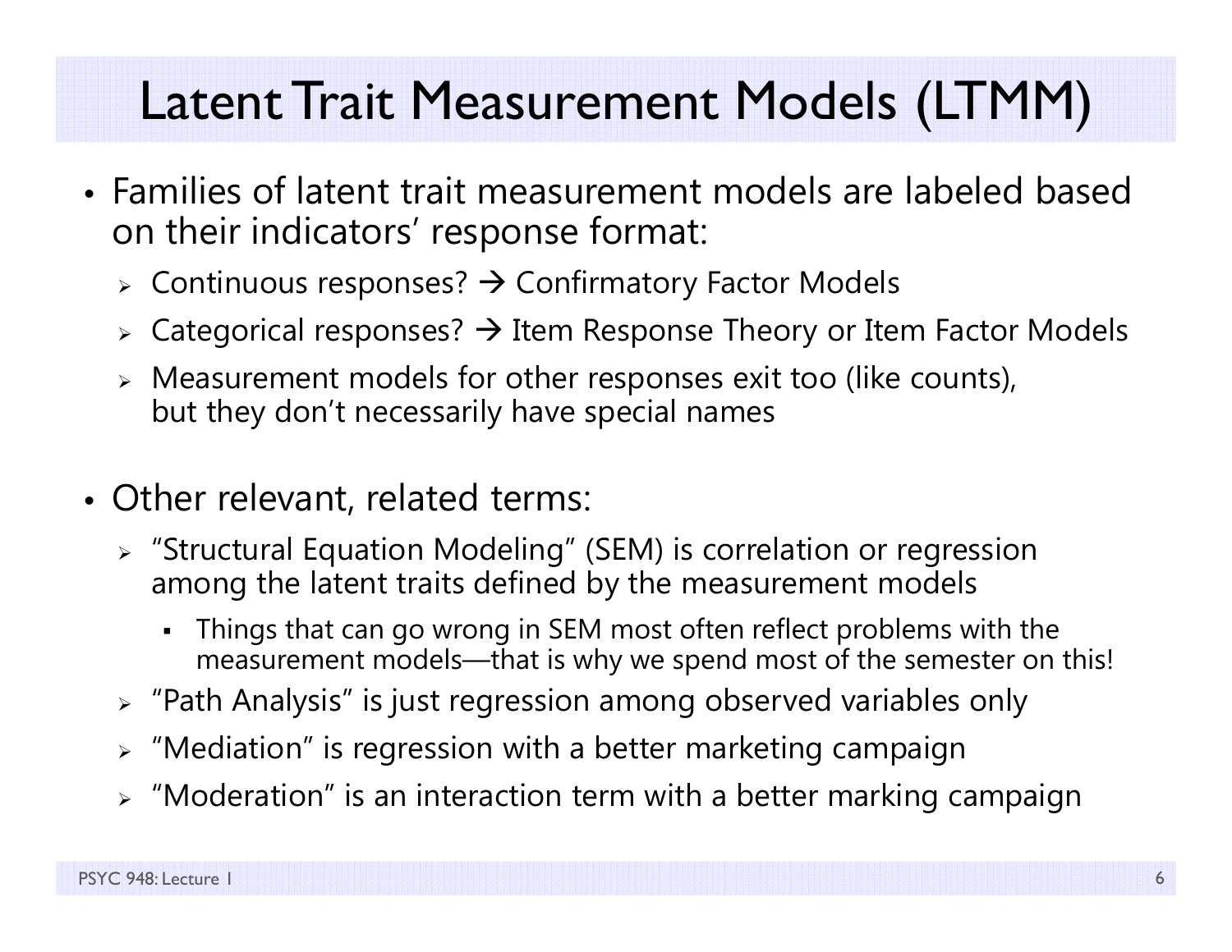# Latent Trait Measurement Models (LTMM)

- Families of latent trait measurement models are labeled based on their indicators' response format:
  - Continuous responses? → Confirmatory Factor Models
  - Categorical responses? → Item Response Theory or Item Factor Models
  - Measurement models for other responses exit too (like counts), but they don't necessarily have special names

- Other relevant, related terms:
  - "Structural Equation Modeling" (SEM) is correlation or regression among the latent traits defined by the measurement models
    - Things that can go wrong in SEM most often reflect problems with the measurement models—that is why we spend most of the semester on this!
  - "Path Analysis" is just regression among observed variables only
  - "Mediation" is regression with a better marketing campaign
  - "Moderation" is an interaction term with a better marking campaign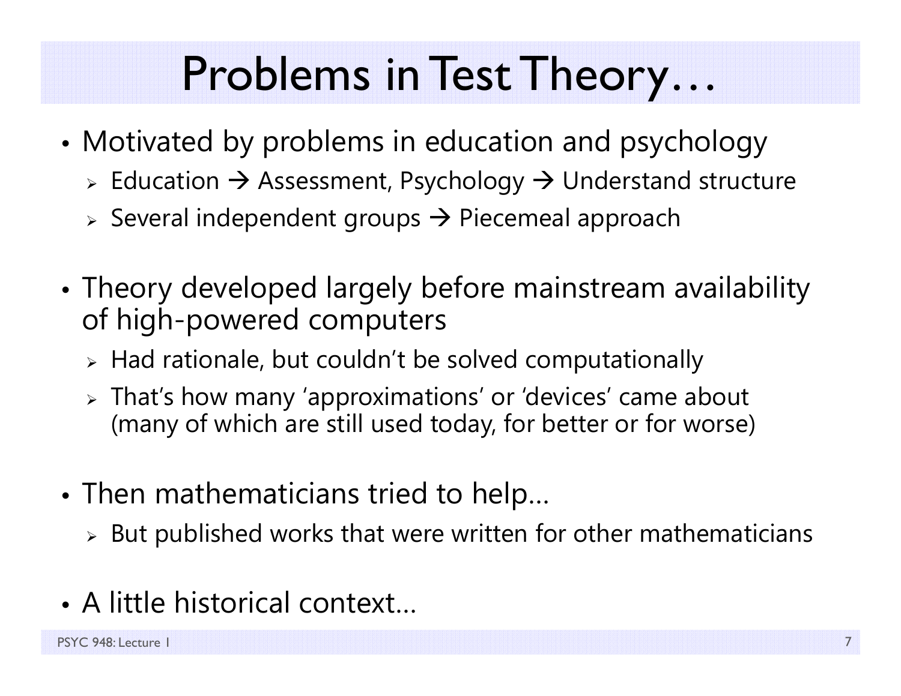# Problems in Test Theory…

- Motivated by problems in education and psychology
  - Education → Assessment, Psychology → Understand structure
  - Several independent groups → Piecemeal approach
- Theory developed largely before mainstream availability of high-powered computers
  - Had rationale, but couldn't be solved computationally
  - That's how many 'approximations' or 'devices' came about (many of which are still used today, for better or for worse)
- Then mathematicians tried to help…
  - But published works that were written for other mathematicians
- A little historical context…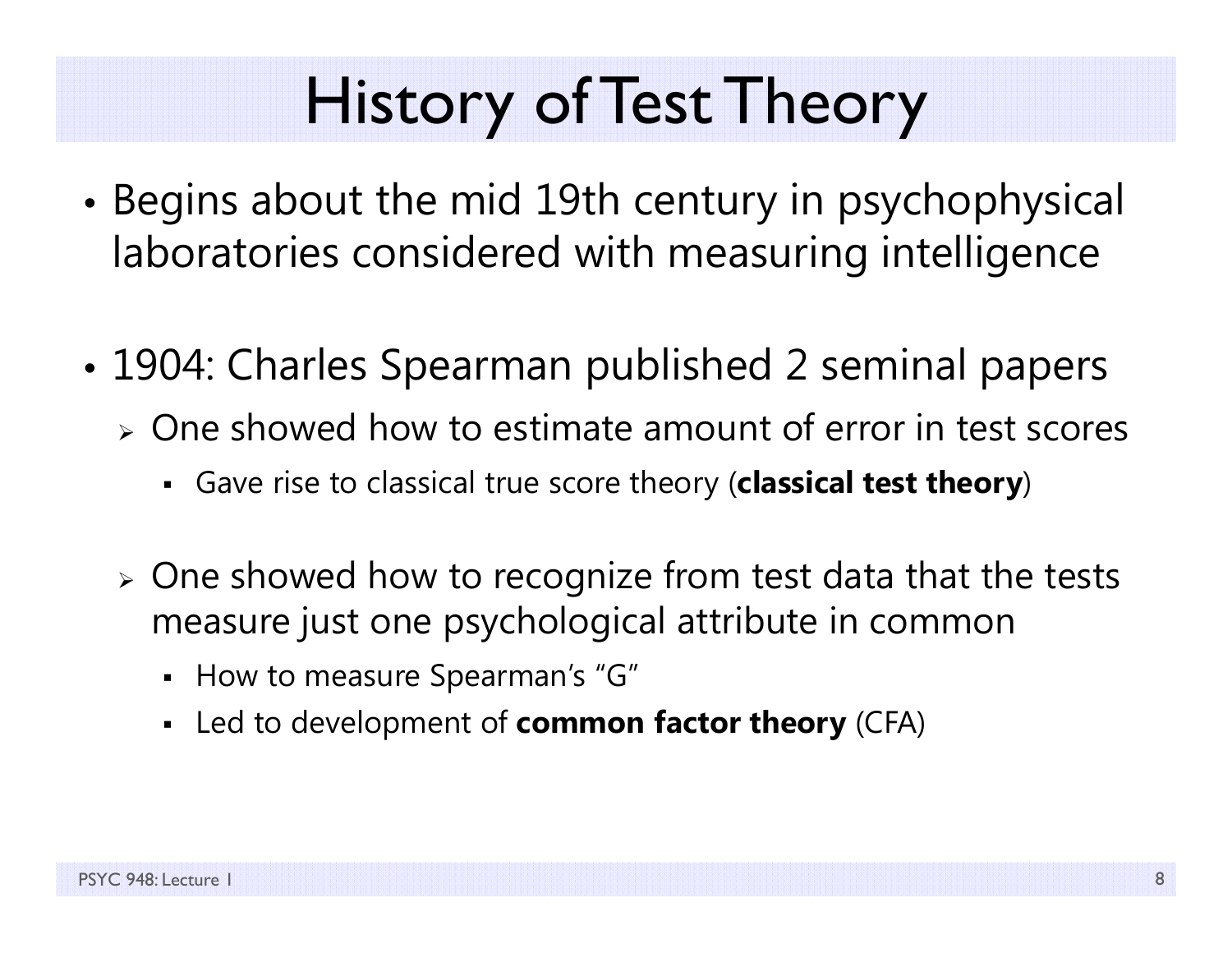# History of Test Theory

- Begins about the mid 19th century in psychophysical laboratories considered with measuring intelligence

- 1904: Charles Spearman published 2 seminal papers
  - One showed how to estimate amount of error in test scores
    - Gave rise to classical true score theory (**classical test theory**)

  - One showed how to recognize from test data that the tests measure just one psychological attribute in common
    - How to measure Spearman's "G"
    - Led to development of **common factor theory** (CFA)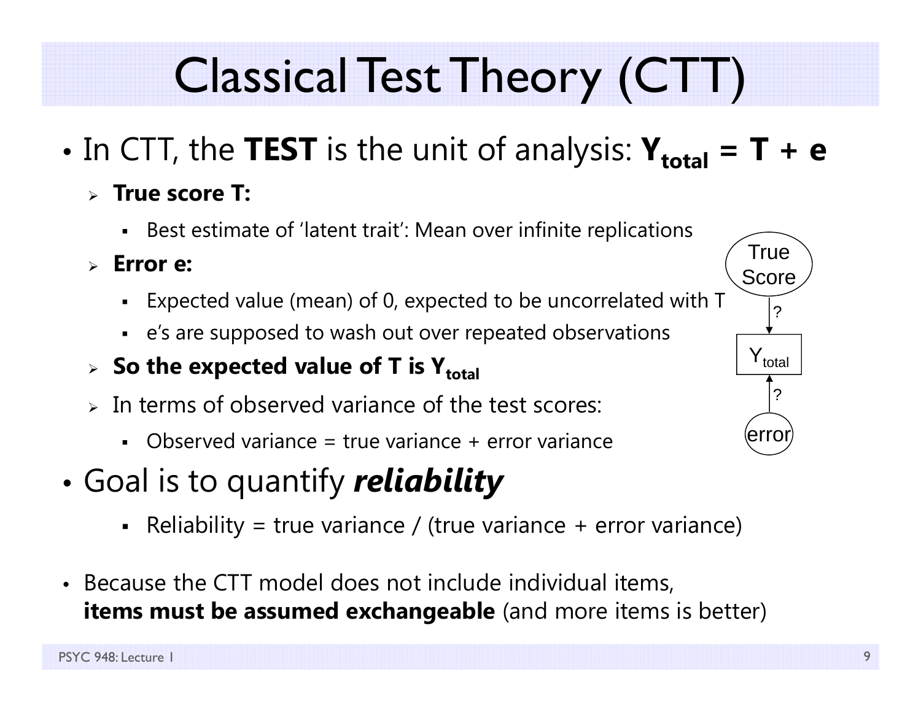# Classical Test Theory (CTT)

- In CTT, the **TEST** is the unit of analysis: $\mathbf{Y_{total} = T + e}$
  - **True score T:**
    - Best estimate of 'latent trait': Mean over infinite replications
  - **Error e:**
    - Expected value (mean) of 0, expected to be uncorrelated with T
    - e's are supposed to wash out over repeated observations
  - **So the expected value of T is $\mathbf{Y_{total}}$**
  - In terms of observed variance of the test scores:
    - Observed variance = true variance + error variance

- Goal is to quantify ***reliability***
  - Reliability = true variance / (true variance + error variance)

- Because the CTT model does not include individual items, **items must be assumed exchangeable** (and more items is better)

True Score → ? → $Y_{total}$ ← ? ← error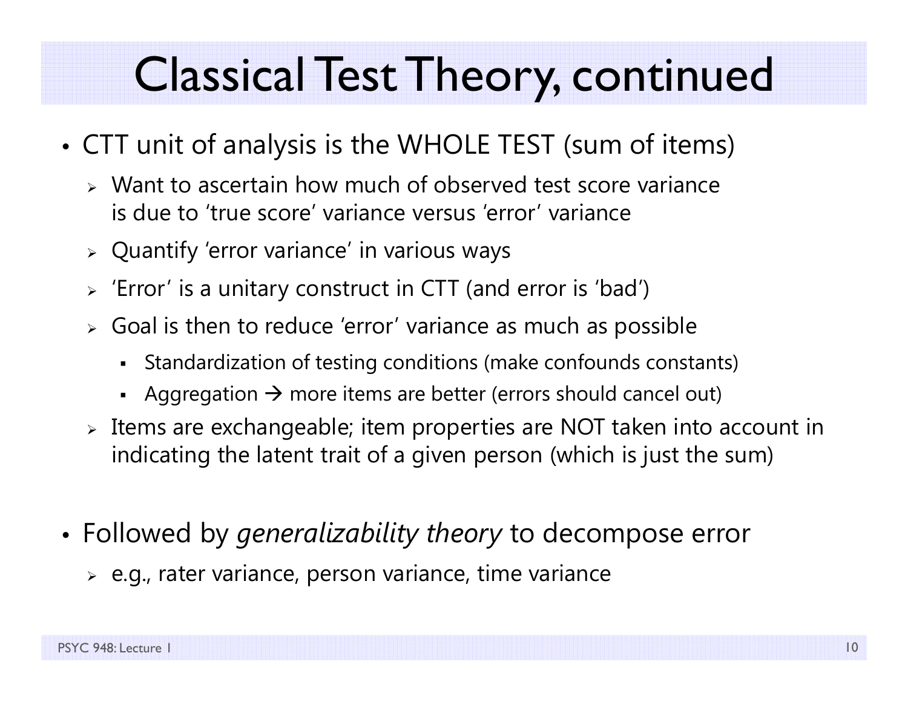# Classical Test Theory, continued

- CTT unit of analysis is the WHOLE TEST (sum of items)
  - Want to ascertain how much of observed test score variance is due to ‘true score’ variance versus ‘error’ variance
  - Quantify ‘error variance’ in various ways
  - ‘Error’ is a unitary construct in CTT (and error is ‘bad’)
  - Goal is then to reduce ‘error’ variance as much as possible
    - Standardization of testing conditions (make confounds constants)
    - Aggregation → more items are better (errors should cancel out)
  - Items are exchangeable; item properties are NOT taken into account in indicating the latent trait of a given person (which is just the sum)

- Followed by *generalizability theory* to decompose error
  - e.g., rater variance, person variance, time variance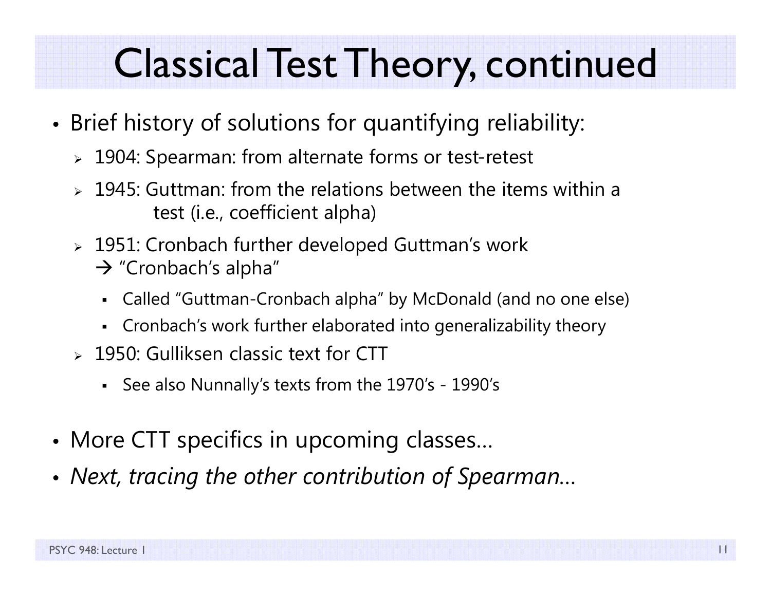# Classical Test Theory, continued

- Brief history of solutions for quantifying reliability:
  - 1904: Spearman: from alternate forms or test-retest
  - 1945: Guttman: from the relations between the items within a test (i.e., coefficient alpha)
  - 1951: Cronbach further developed Guttman's work → "Cronbach's alpha"
    - Called "Guttman-Cronbach alpha" by McDonald (and no one else)
    - Cronbach's work further elaborated into generalizability theory
  - 1950: Gulliksen classic text for CTT
    - See also Nunnally's texts from the 1970's - 1990's
- More CTT specifics in upcoming classes…
- *Next, tracing the other contribution of Spearman…*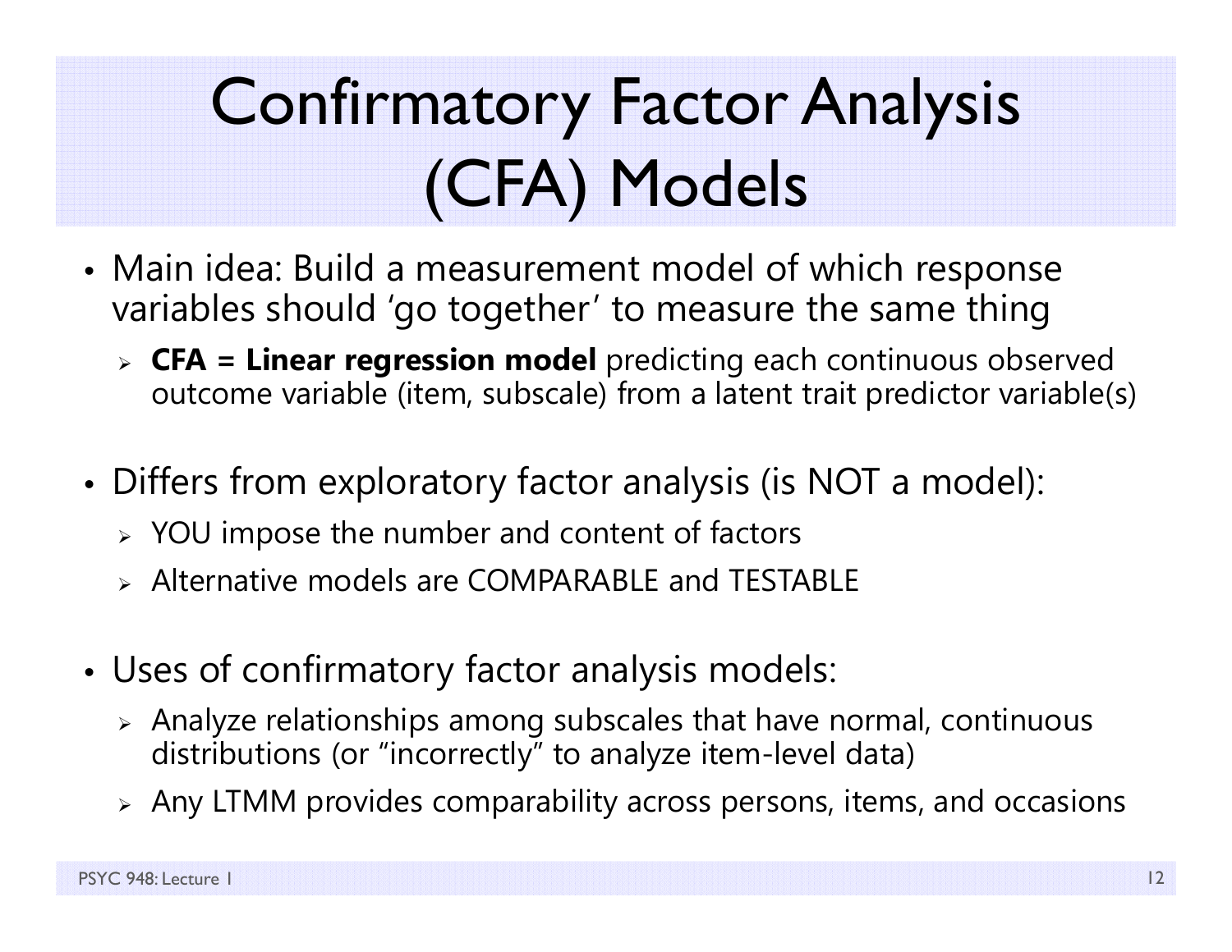# Confirmatory Factor Analysis (CFA) Models

- Main idea: Build a measurement model of which response variables should 'go together' to measure the same thing
  - **CFA = Linear regression model** predicting each continuous observed outcome variable (item, subscale) from a latent trait predictor variable(s)

- Differs from exploratory factor analysis (is NOT a model):
  - YOU impose the number and content of factors
  - Alternative models are COMPARABLE and TESTABLE

- Uses of confirmatory factor analysis models:
  - Analyze relationships among subscales that have normal, continuous distributions (or "incorrectly" to analyze item-level data)
  - Any LTMM provides comparability across persons, items, and occasions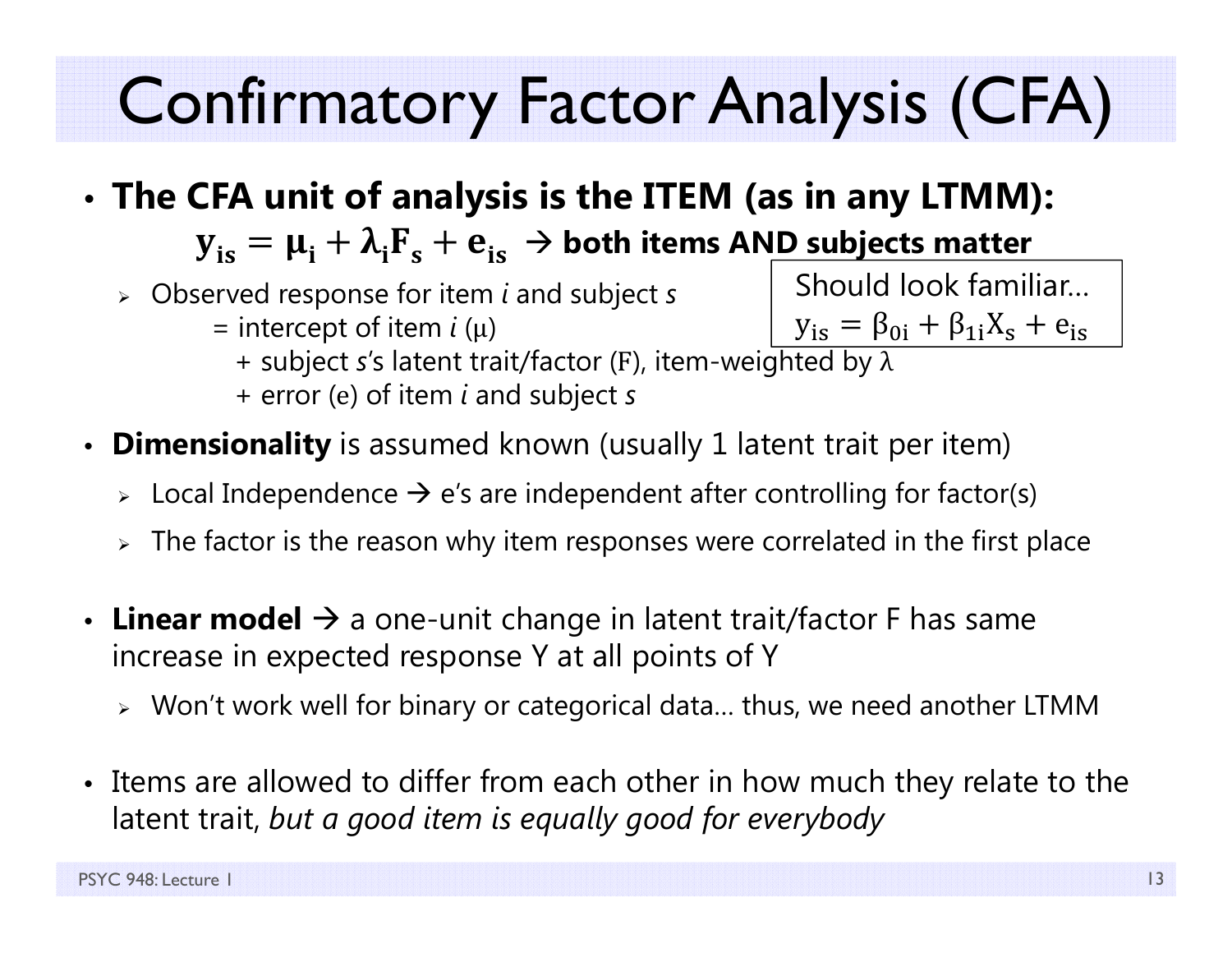# Confirmatory Factor Analysis (CFA)

- **The CFA unit of analysis is the ITEM (as in any LTMM):**

  $\mathbf{y_{is} = \mu_i + \lambda_i F_s + e_{is}}$ → **both items AND subjects matter**

  - Observed response for item *i* and subject *s*
    - = intercept of item *i* ($\mu$)
    - + subject *s*'s latent trait/factor ($F$), item-weighted by $\lambda$
    - + error ($e$) of item *i* and subject *s*

  Should look familiar…
  $y_{is} = \beta_{0i} + \beta_{1i} X_s + e_{is}$

- **Dimensionality** is assumed known (usually 1 latent trait per item)
  - Local Independence → e's are independent after controlling for factor(s)
  - The factor is the reason why item responses were correlated in the first place

- **Linear model** → a one-unit change in latent trait/factor F has same increase in expected response Y at all points of Y
  - Won't work well for binary or categorical data… thus, we need another LTMM

- Items are allowed to differ from each other in how much they relate to the latent trait, *but a good item is equally good for everybody*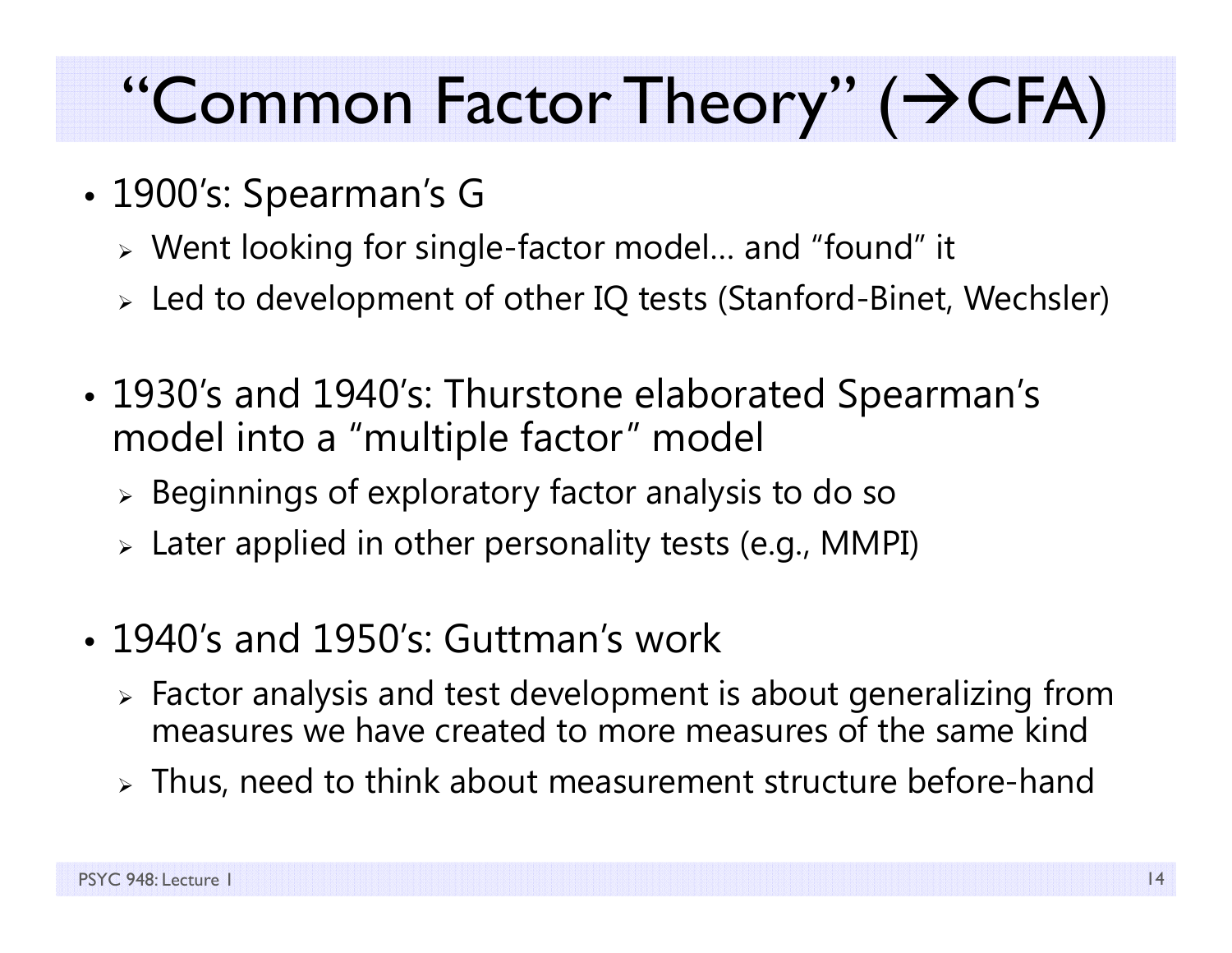# "Common Factor Theory" (→CFA)

- 1900's: Spearman's G
  - Went looking for single-factor model… and "found" it
  - Led to development of other IQ tests (Stanford-Binet, Wechsler)
- 1930's and 1940's: Thurstone elaborated Spearman's model into a "multiple factor" model
  - Beginnings of exploratory factor analysis to do so
  - Later applied in other personality tests (e.g., MMPI)
- 1940's and 1950's: Guttman's work
  - Factor analysis and test development is about generalizing from measures we have created to more measures of the same kind
  - Thus, need to think about measurement structure before-hand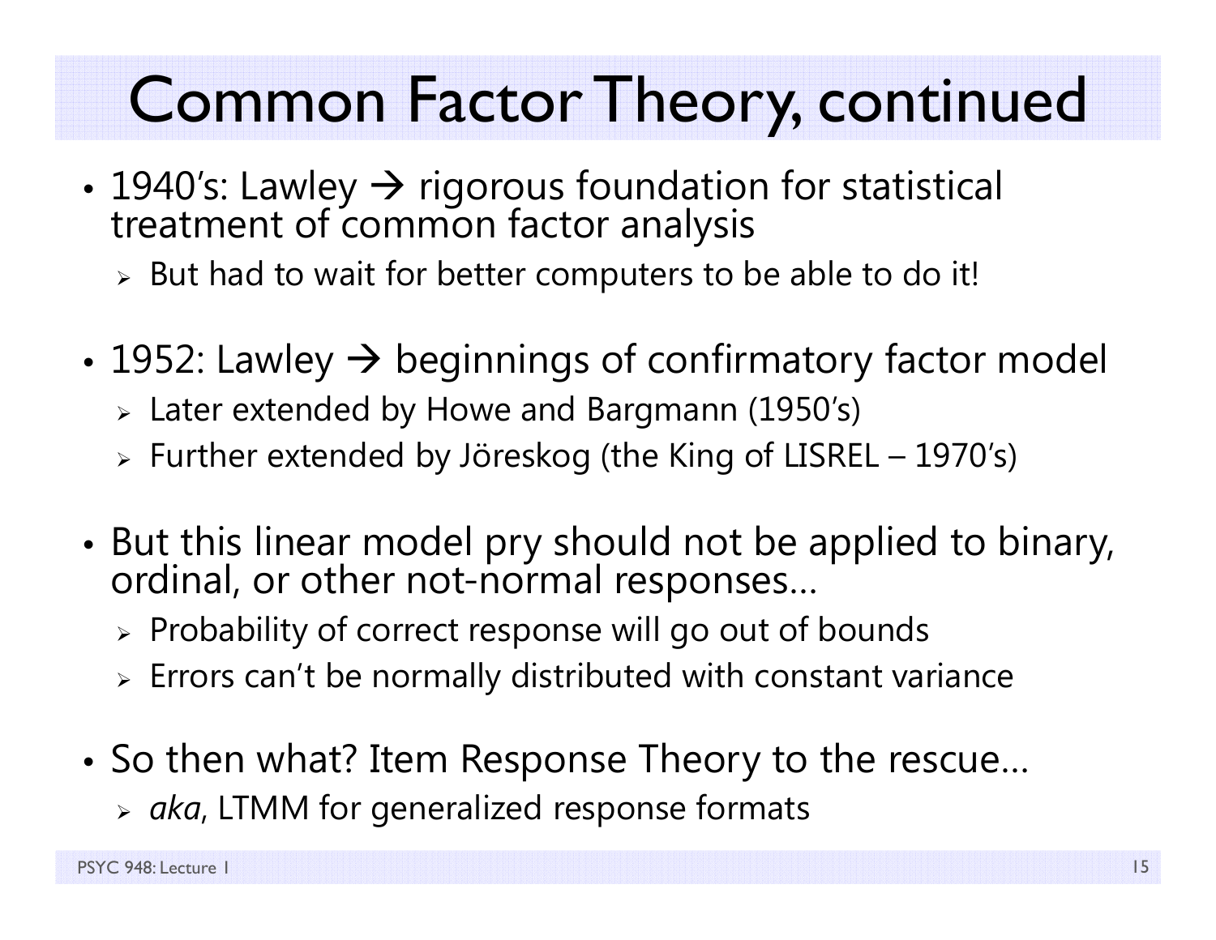# Common Factor Theory, continued

- 1940's: Lawley → rigorous foundation for statistical treatment of common factor analysis
  - But had to wait for better computers to be able to do it!
- 1952: Lawley → beginnings of confirmatory factor model
  - Later extended by Howe and Bargmann (1950's)
  - Further extended by Jöreskog (the King of LISREL – 1970's)
- But this linear model pry should not be applied to binary, ordinal, or other not-normal responses…
  - Probability of correct response will go out of bounds
  - Errors can't be normally distributed with constant variance
- So then what? Item Response Theory to the rescue…
  - *aka*, LTMM for generalized response formats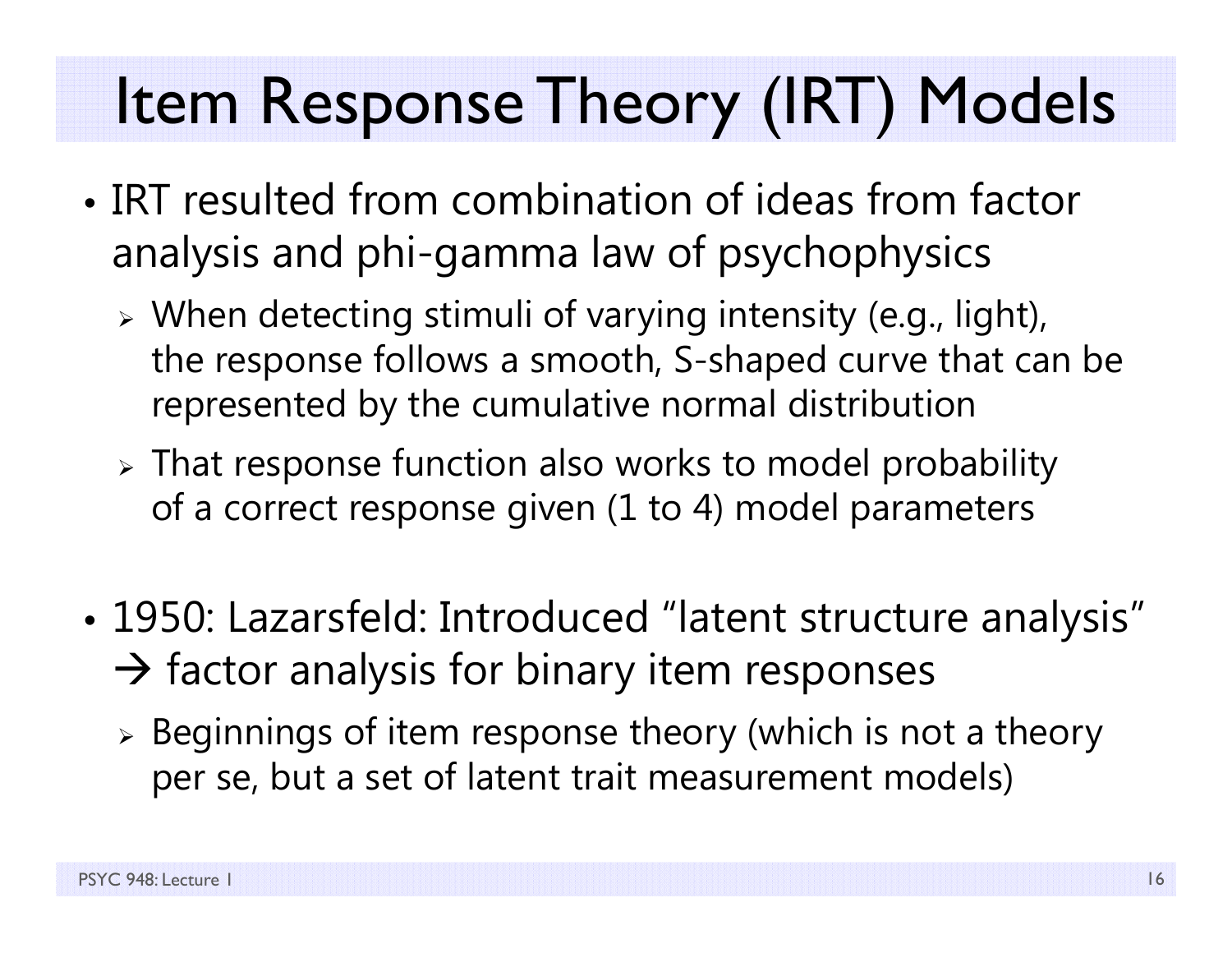# Item Response Theory (IRT) Models

- IRT resulted from combination of ideas from factor analysis and phi-gamma law of psychophysics
  - When detecting stimuli of varying intensity (e.g., light), the response follows a smooth, S-shaped curve that can be represented by the cumulative normal distribution
  - That response function also works to model probability of a correct response given (1 to 4) model parameters

- 1950: Lazarsfeld: Introduced "latent structure analysis" → factor analysis for binary item responses
  - Beginnings of item response theory (which is not a theory per se, but a set of latent trait measurement models)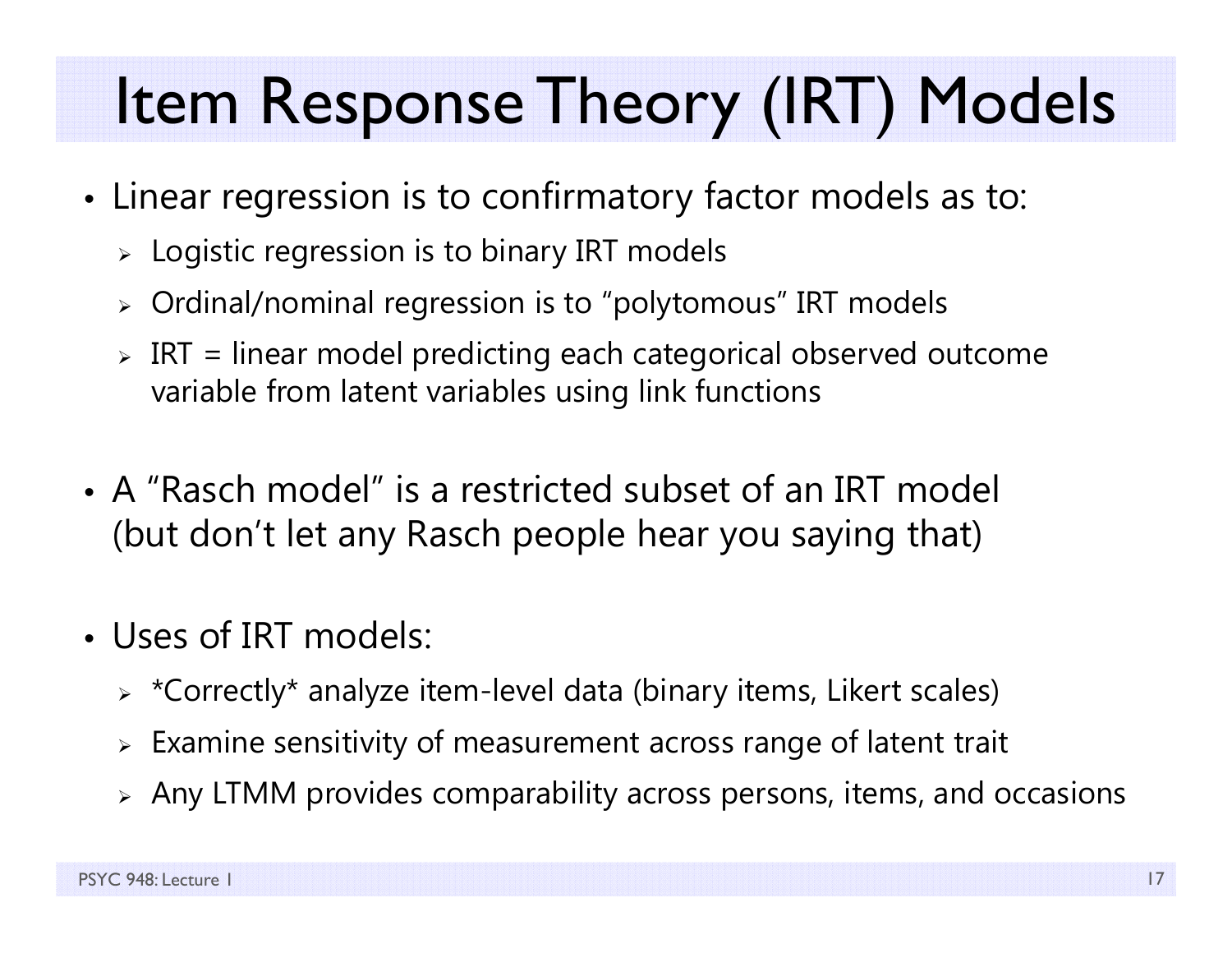# Item Response Theory (IRT) Models

- Linear regression is to confirmatory factor models as to:
  - Logistic regression is to binary IRT models
  - Ordinal/nominal regression is to “polytomous” IRT models
  - IRT = linear model predicting each categorical observed outcome variable from latent variables using link functions

- A “Rasch model” is a restricted subset of an IRT model (but don’t let any Rasch people hear you saying that)

- Uses of IRT models:
  - *Correctly* analyze item-level data (binary items, Likert scales)
  - Examine sensitivity of measurement across range of latent trait
  - Any LTMM provides comparability across persons, items, and occasions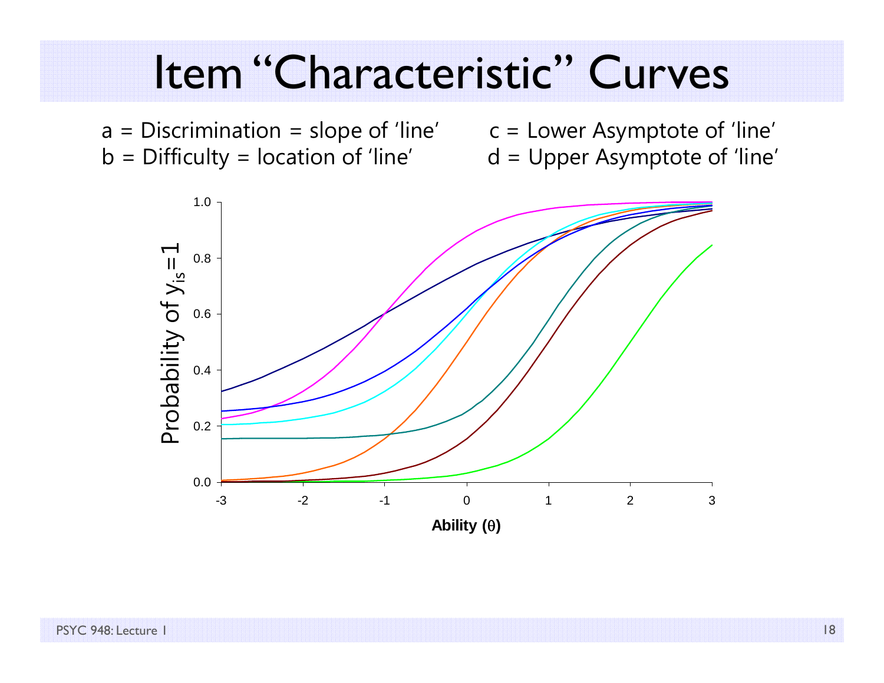# Item "Characteristic" Curves

a = Discrimination = slope of 'line'

b = Difficulty = location of 'line'

c = Lower Asymptote of 'line'

d = Upper Asymptote of 'line'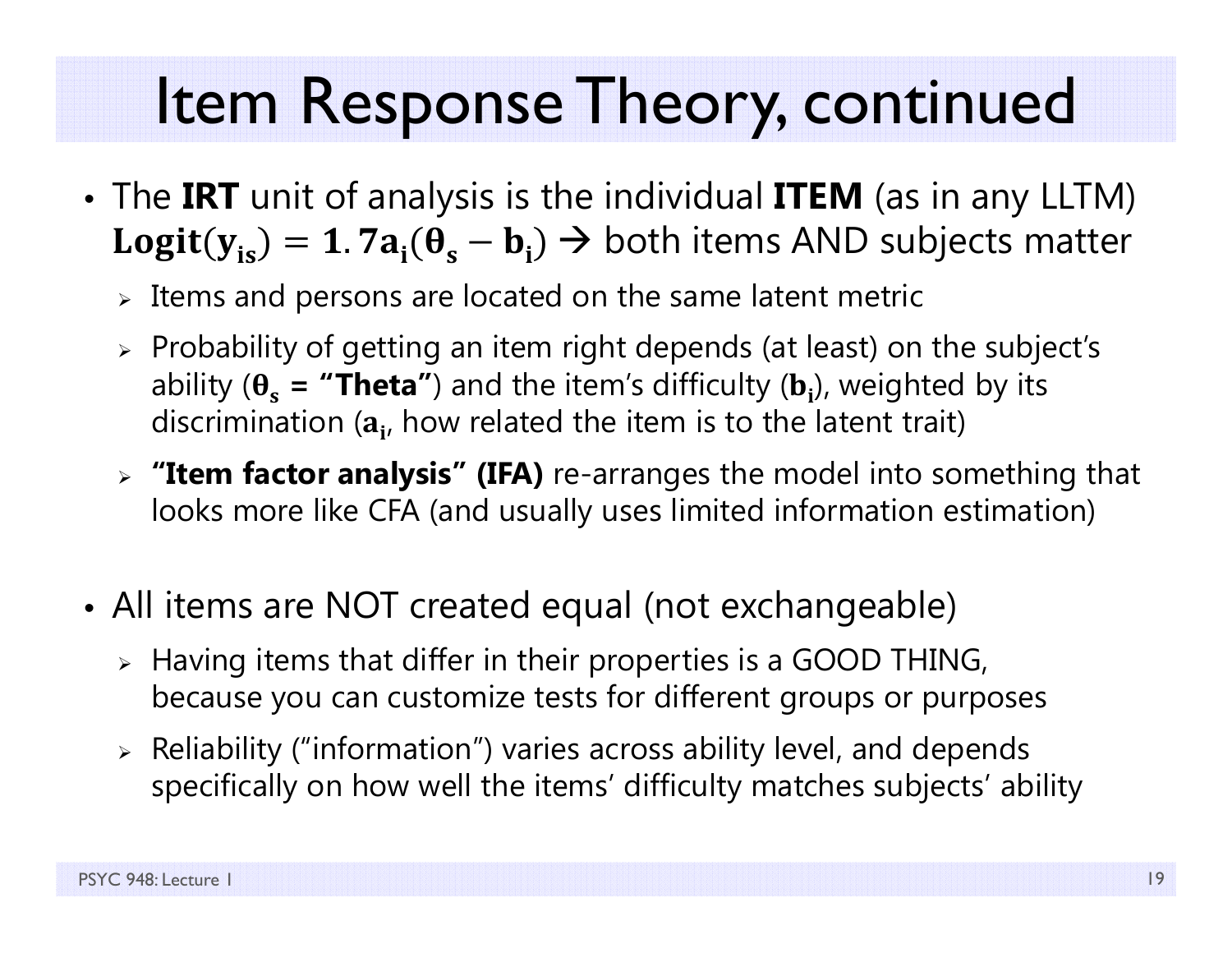# Item Response Theory, continued

- The **IRT** unit of analysis is the individual **ITEM** (as in any LLTM) $\mathbf{Logit(y_{is}) = 1.7a_i(\theta_s - b_i)}$ → both items AND subjects matter
  - Items and persons are located on the same latent metric
  - Probability of getting an item right depends (at least) on the subject's ability ($\boldsymbol{\theta_s}$ **= "Theta"**) and the item's difficulty ($\mathbf{b_i}$), weighted by its discrimination ($\mathbf{a_i}$, how related the item is to the latent trait)
  - **"Item factor analysis" (IFA)** re-arranges the model into something that looks more like CFA (and usually uses limited information estimation)

- All items are NOT created equal (not exchangeable)
  - Having items that differ in their properties is a GOOD THING, because you can customize tests for different groups or purposes
  - Reliability ("information") varies across ability level, and depends specifically on how well the items' difficulty matches subjects' ability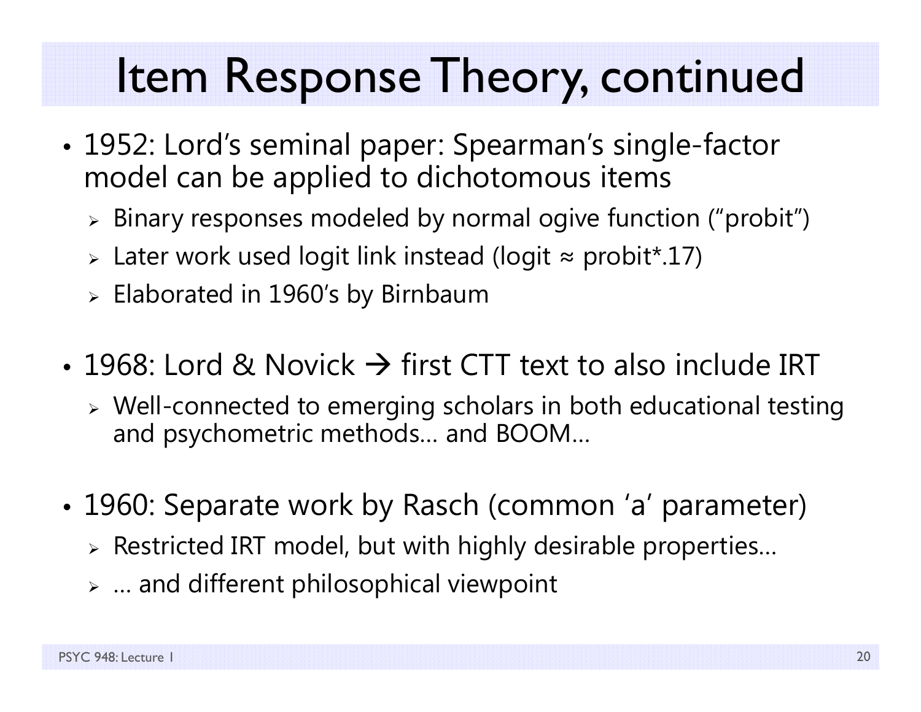# Item Response Theory, continued

- 1952: Lord's seminal paper: Spearman's single-factor model can be applied to dichotomous items
  - Binary responses modeled by normal ogive function ("probit")
  - Later work used logit link instead (logit ≈ probit*.17)
  - Elaborated in 1960's by Birnbaum
- 1968: Lord & Novick → first CTT text to also include IRT
  - Well-connected to emerging scholars in both educational testing and psychometric methods… and BOOM…
- 1960: Separate work by Rasch (common 'a' parameter)
  - Restricted IRT model, but with highly desirable properties…
  - … and different philosophical viewpoint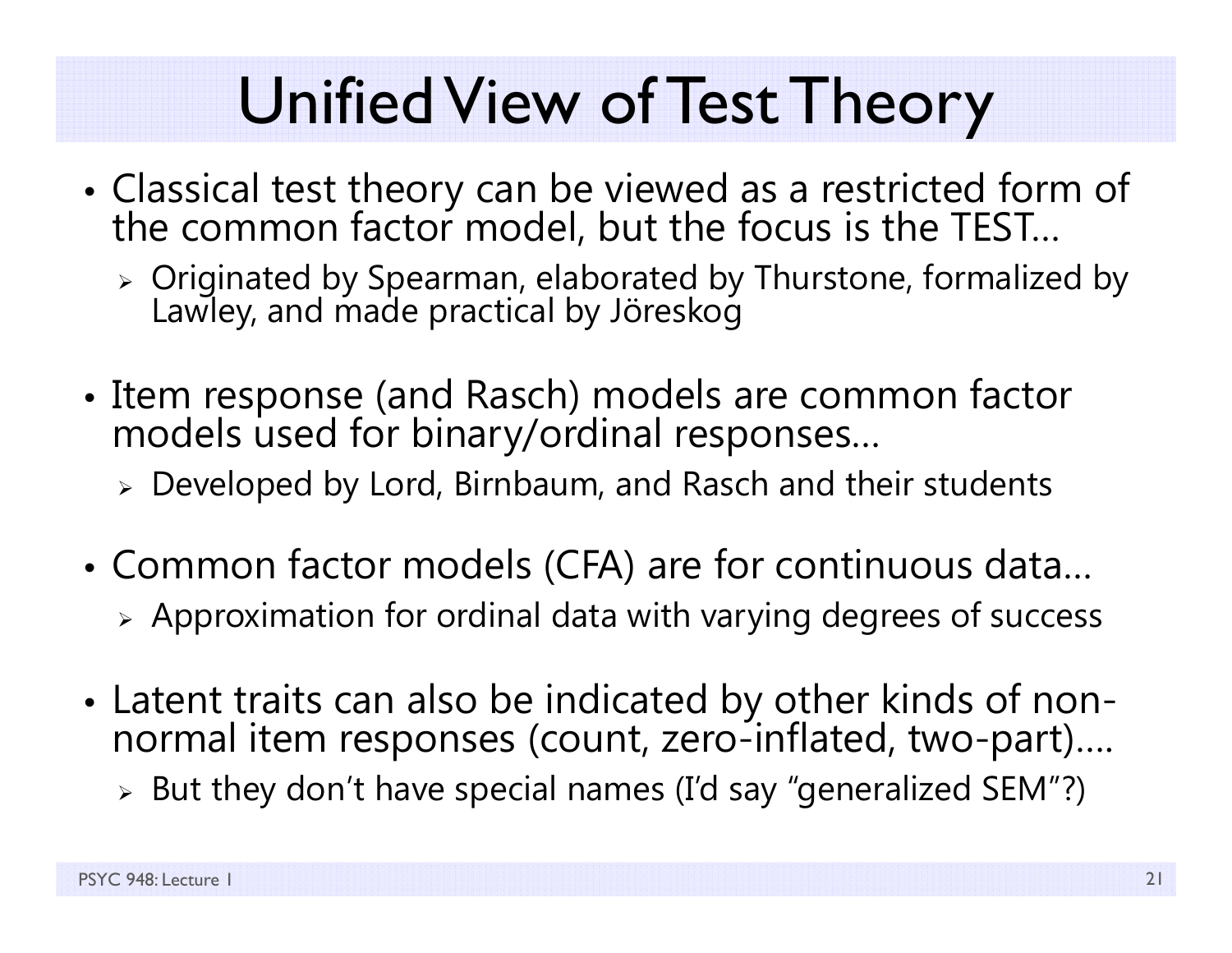# Unified View of Test Theory

- Classical test theory can be viewed as a restricted form of the common factor model, but the focus is the TEST…
  - Originated by Spearman, elaborated by Thurstone, formalized by Lawley, and made practical by Jöreskog
- Item response (and Rasch) models are common factor models used for binary/ordinal responses…
  - Developed by Lord, Birnbaum, and Rasch and their students
- Common factor models (CFA) are for continuous data…
  - Approximation for ordinal data with varying degrees of success
- Latent traits can also be indicated by other kinds of non-normal item responses (count, zero-inflated, two-part)….
  - But they don’t have special names (I’d say “generalized SEM”?)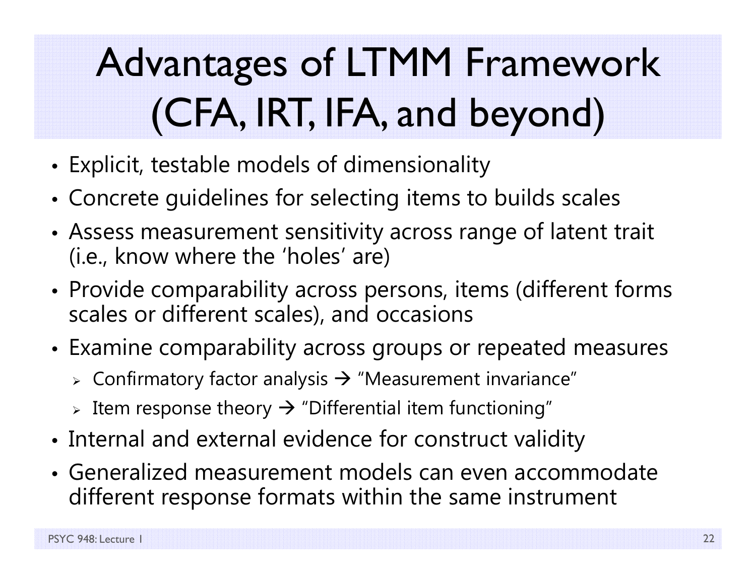# Advantages of LTMM Framework (CFA, IRT, IFA, and beyond)

- Explicit, testable models of dimensionality
- Concrete guidelines for selecting items to builds scales
- Assess measurement sensitivity across range of latent trait (i.e., know where the 'holes' are)
- Provide comparability across persons, items (different forms scales or different scales), and occasions
- Examine comparability across groups or repeated measures
  - Confirmatory factor analysis → "Measurement invariance"
  - Item response theory → "Differential item functioning"
- Internal and external evidence for construct validity
- Generalized measurement models can even accommodate different response formats within the same instrument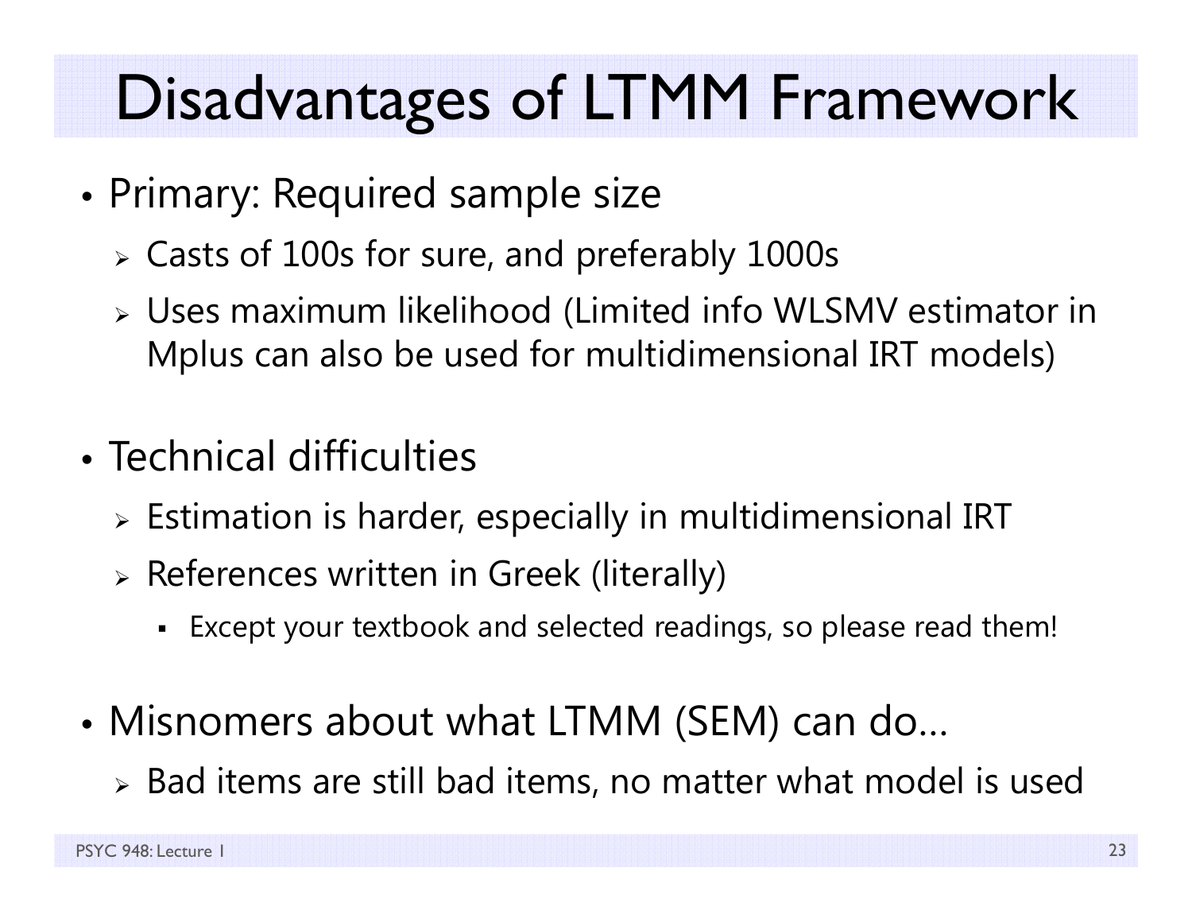# Disadvantages of LTMM Framework

- Primary: Required sample size
  - Casts of 100s for sure, and preferably 1000s
  - Uses maximum likelihood (Limited info WLSMV estimator in Mplus can also be used for multidimensional IRT models)

- Technical difficulties
  - Estimation is harder, especially in multidimensional IRT
  - References written in Greek (literally)
    - Except your textbook and selected readings, so please read them!

- Misnomers about what LTMM (SEM) can do…
  - Bad items are still bad items, no matter what model is used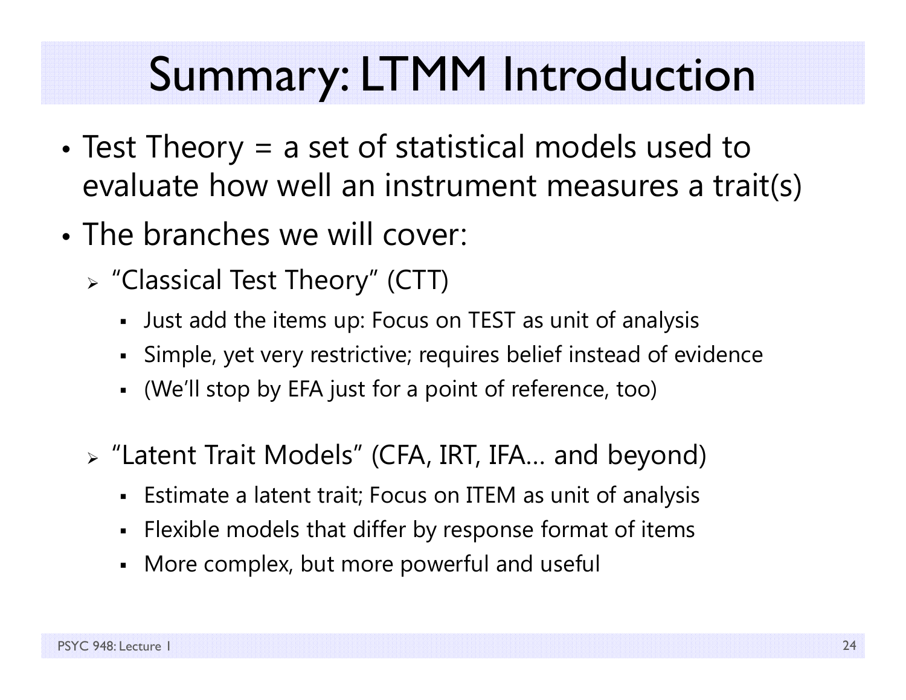# Summary: LTMM Introduction

- Test Theory = a set of statistical models used to evaluate how well an instrument measures a trait(s)
- The branches we will cover:
  - "Classical Test Theory" (CTT)
    - Just add the items up: Focus on TEST as unit of analysis
    - Simple, yet very restrictive; requires belief instead of evidence
    - (We'll stop by EFA just for a point of reference, too)
  - "Latent Trait Models" (CFA, IRT, IFA… and beyond)
    - Estimate a latent trait; Focus on ITEM as unit of analysis
    - Flexible models that differ by response format of items
    - More complex, but more powerful and useful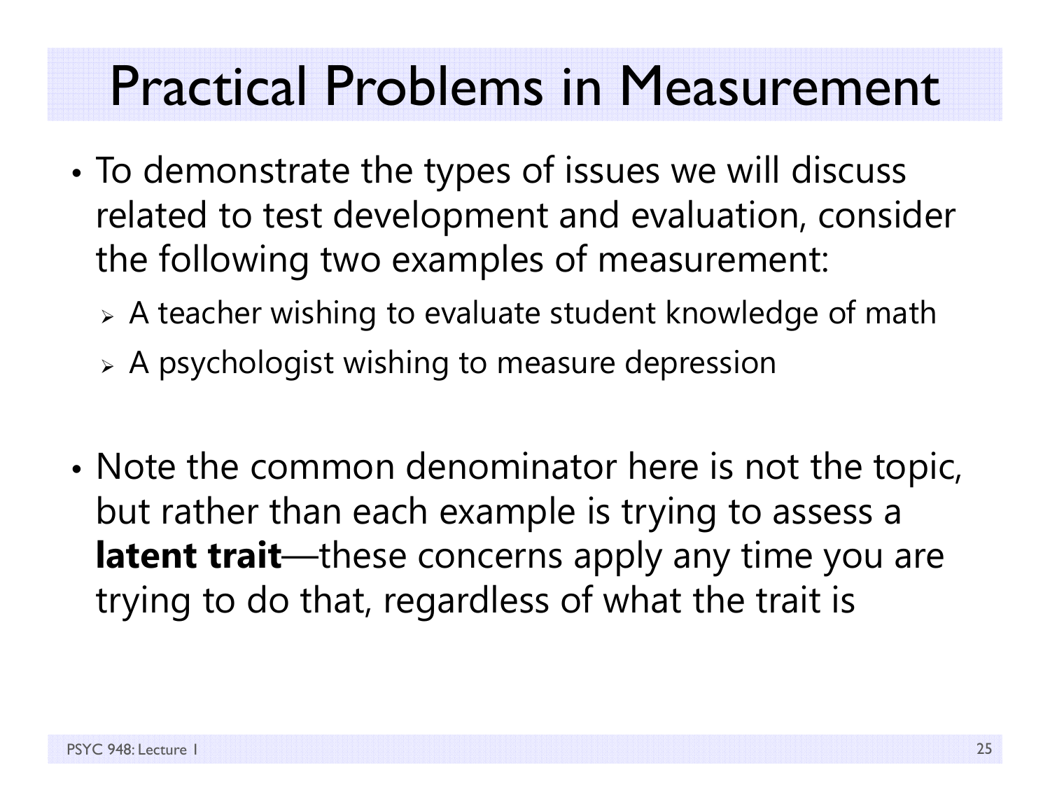# Practical Problems in Measurement

- To demonstrate the types of issues we will discuss related to test development and evaluation, consider the following two examples of measurement:
  - A teacher wishing to evaluate student knowledge of math
  - A psychologist wishing to measure depression

- Note the common denominator here is not the topic, but rather than each example is trying to assess a **latent trait**—these concerns apply any time you are trying to do that, regardless of what the trait is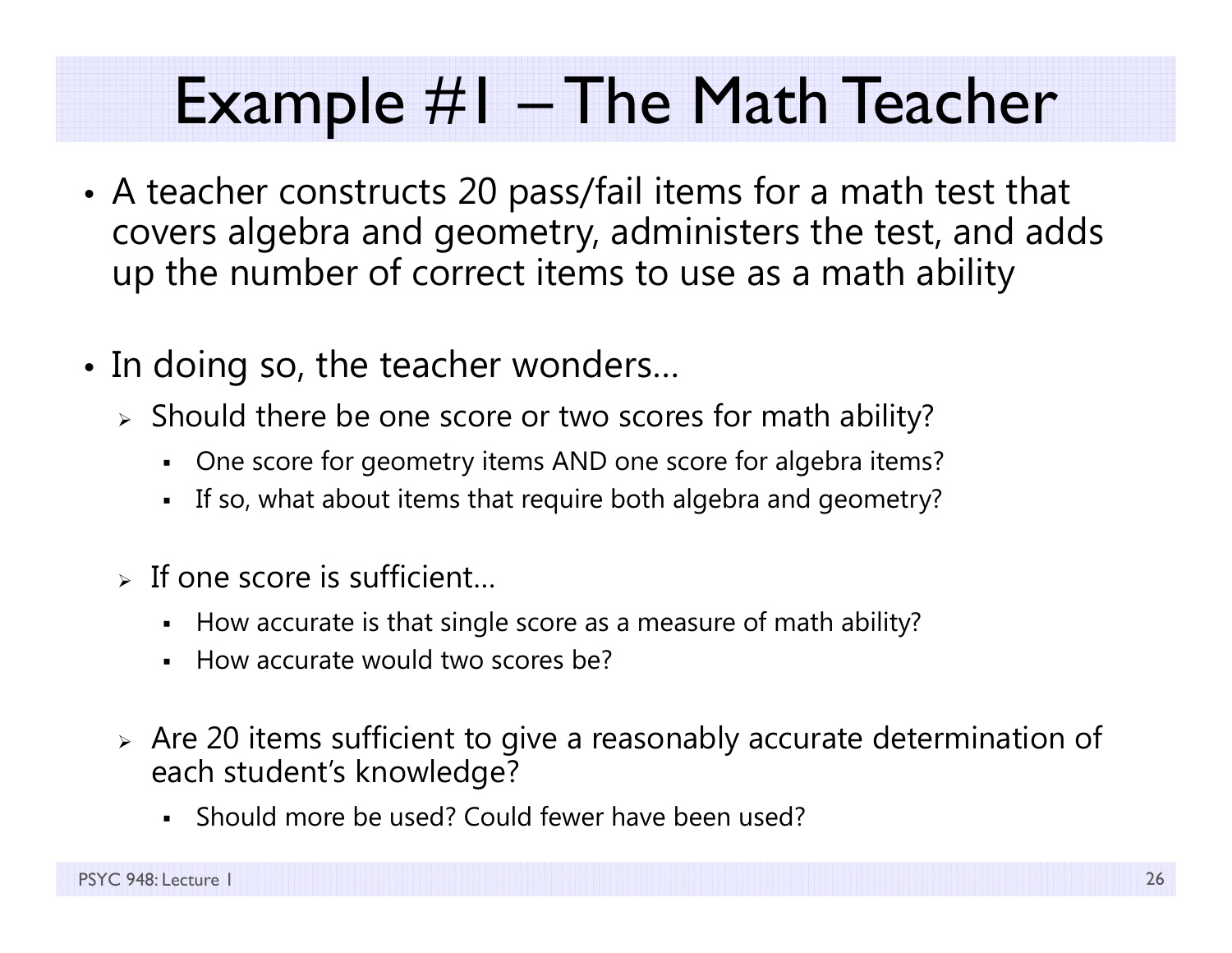# Example #1 – The Math Teacher

- A teacher constructs 20 pass/fail items for a math test that covers algebra and geometry, administers the test, and adds up the number of correct items to use as a math ability

- In doing so, the teacher wonders…
  - Should there be one score or two scores for math ability?
    - One score for geometry items AND one score for algebra items?
    - If so, what about items that require both algebra and geometry?

  - If one score is sufficient…
    - How accurate is that single score as a measure of math ability?
    - How accurate would two scores be?

  - Are 20 items sufficient to give a reasonably accurate determination of each student's knowledge?
    - Should more be used? Could fewer have been used?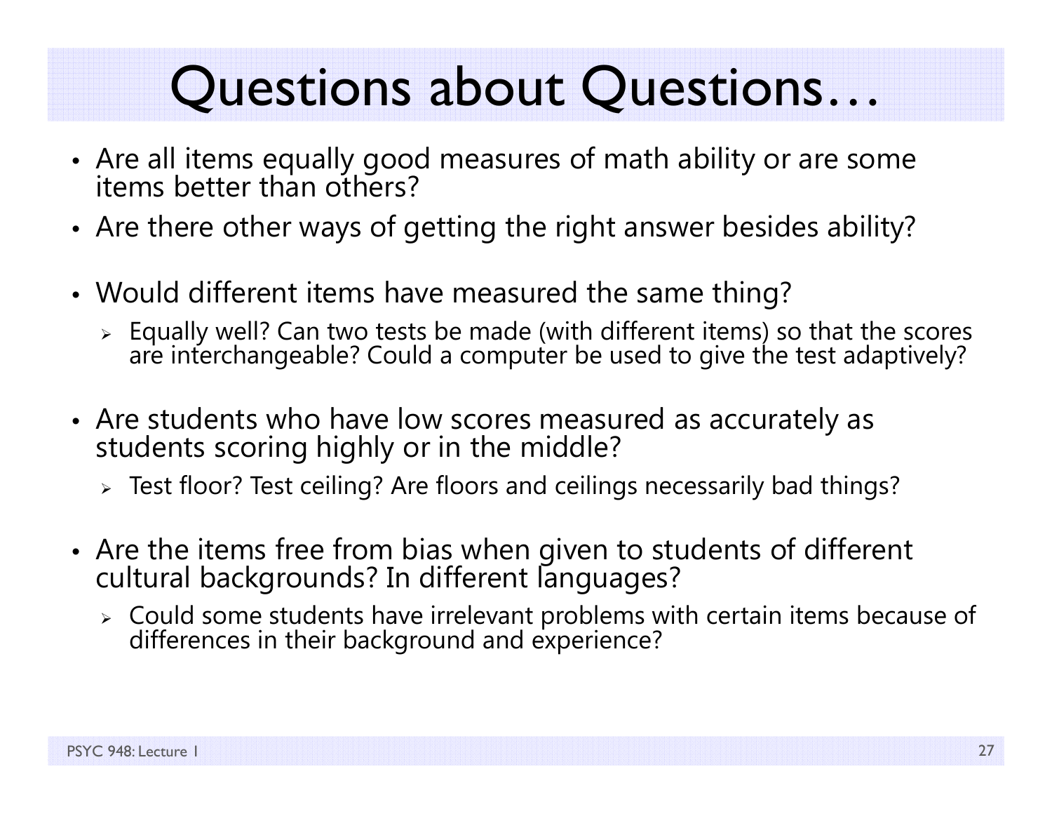# Questions about Questions…

- Are all items equally good measures of math ability or are some items better than others?
- Are there other ways of getting the right answer besides ability?
- Would different items have measured the same thing?
  - Equally well? Can two tests be made (with different items) so that the scores are interchangeable? Could a computer be used to give the test adaptively?
- Are students who have low scores measured as accurately as students scoring highly or in the middle?
  - Test floor? Test ceiling? Are floors and ceilings necessarily bad things?
- Are the items free from bias when given to students of different cultural backgrounds? In different languages?
  - Could some students have irrelevant problems with certain items because of differences in their background and experience?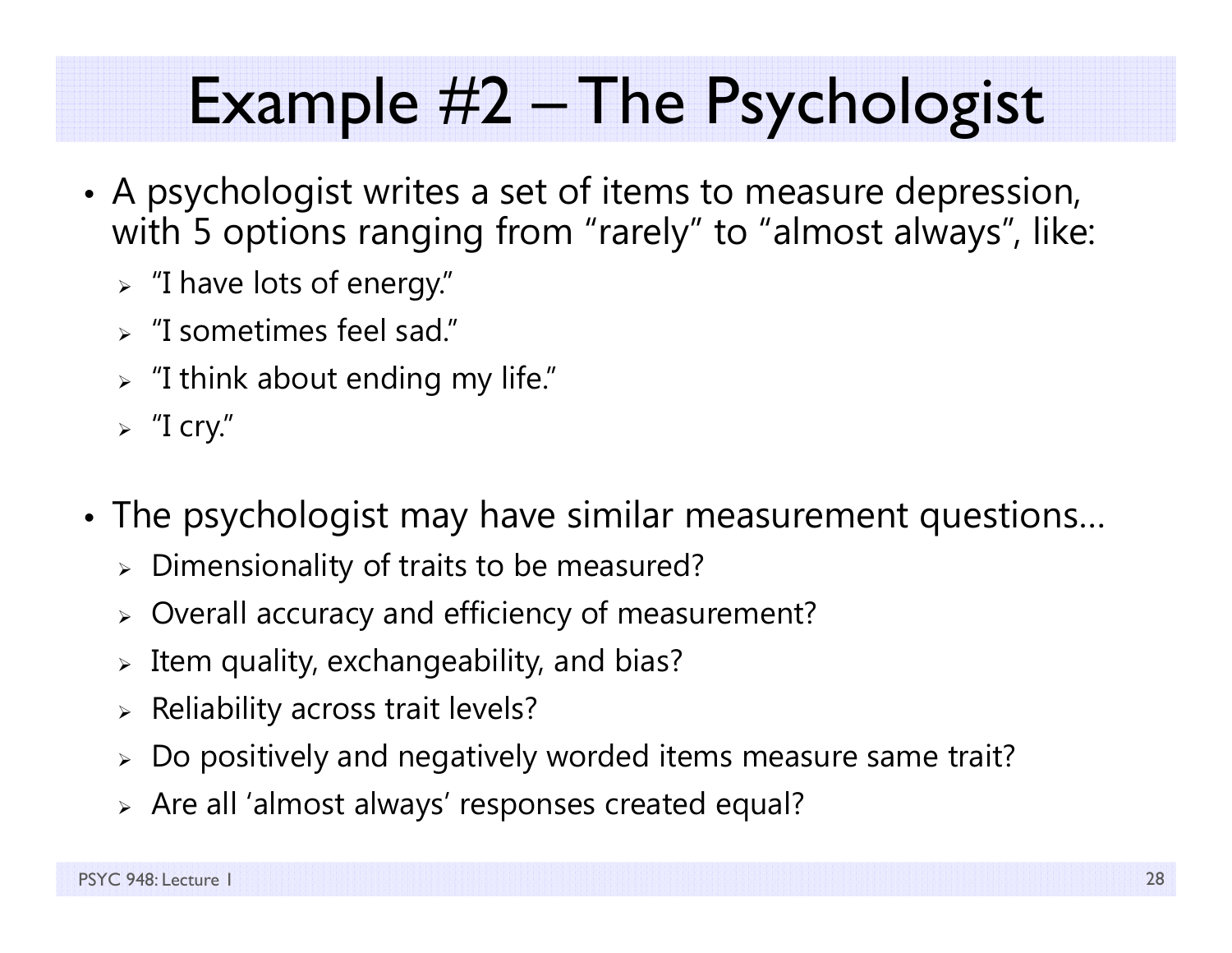# Example #2 – The Psychologist

- A psychologist writes a set of items to measure depression, with 5 options ranging from "rarely" to "almost always", like:
  - "I have lots of energy."
  - "I sometimes feel sad."
  - "I think about ending my life."
  - "I cry."
- The psychologist may have similar measurement questions…
  - Dimensionality of traits to be measured?
  - Overall accuracy and efficiency of measurement?
  - Item quality, exchangeability, and bias?
  - Reliability across trait levels?
  - Do positively and negatively worded items measure same trait?
  - Are all 'almost always' responses created equal?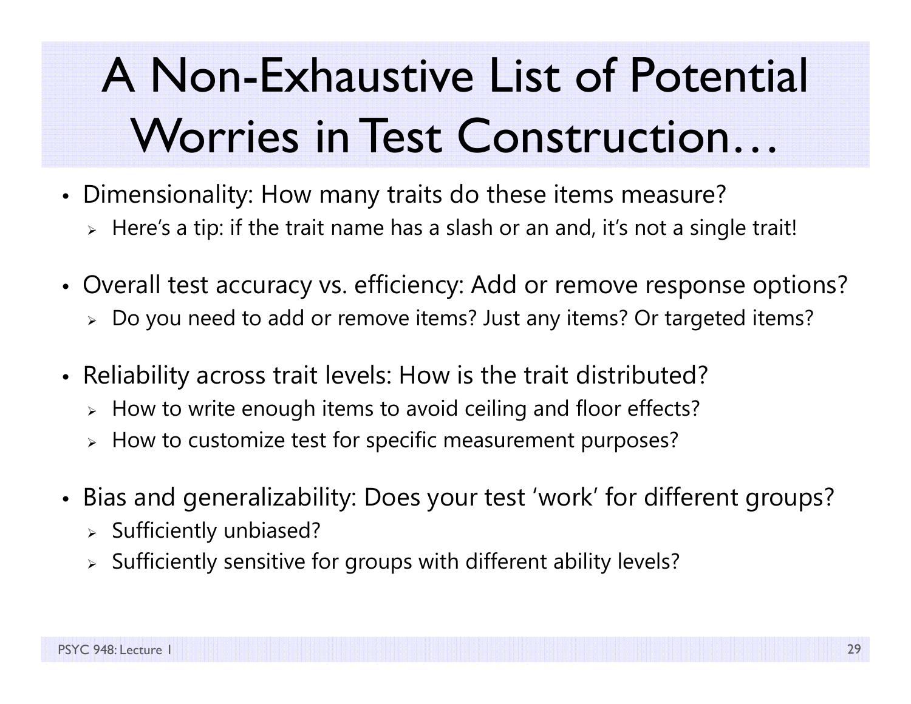# A Non-Exhaustive List of Potential Worries in Test Construction…

- Dimensionality: How many traits do these items measure?
  - Here's a tip: if the trait name has a slash or an and, it's not a single trait!
- Overall test accuracy vs. efficiency: Add or remove response options?
  - Do you need to add or remove items? Just any items? Or targeted items?
- Reliability across trait levels: How is the trait distributed?
  - How to write enough items to avoid ceiling and floor effects?
  - How to customize test for specific measurement purposes?
- Bias and generalizability: Does your test 'work' for different groups?
  - Sufficiently unbiased?
  - Sufficiently sensitive for groups with different ability levels?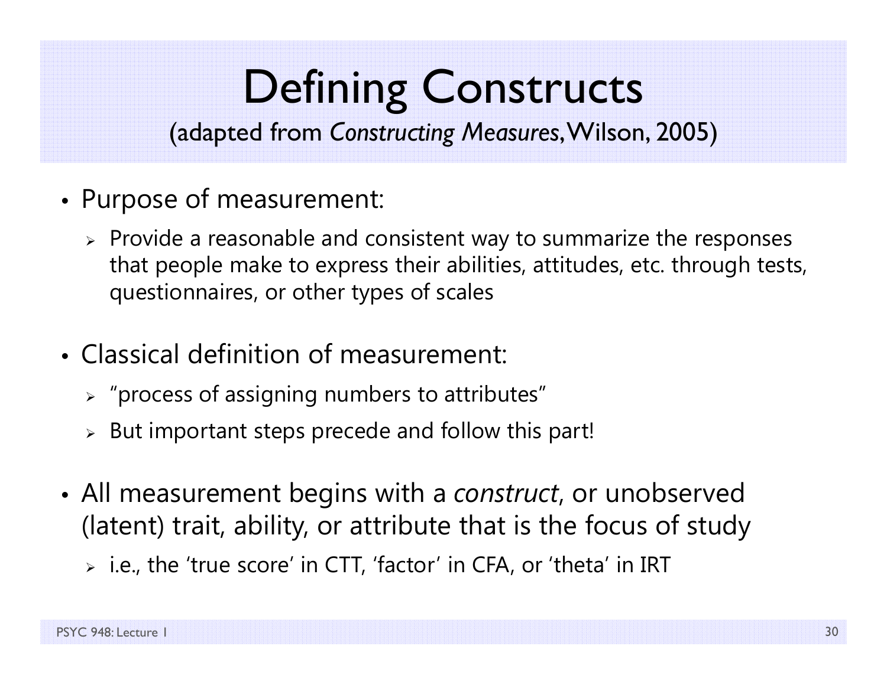# Defining Constructs

(adapted from *Constructing Measures*, Wilson, 2005)

- Purpose of measurement:
  - Provide a reasonable and consistent way to summarize the responses that people make to express their abilities, attitudes, etc. through tests, questionnaires, or other types of scales

- Classical definition of measurement:
  - "process of assigning numbers to attributes"
  - But important steps precede and follow this part!

- All measurement begins with a *construct*, or unobserved (latent) trait, ability, or attribute that is the focus of study
  - i.e., the 'true score' in CTT, 'factor' in CFA, or 'theta' in IRT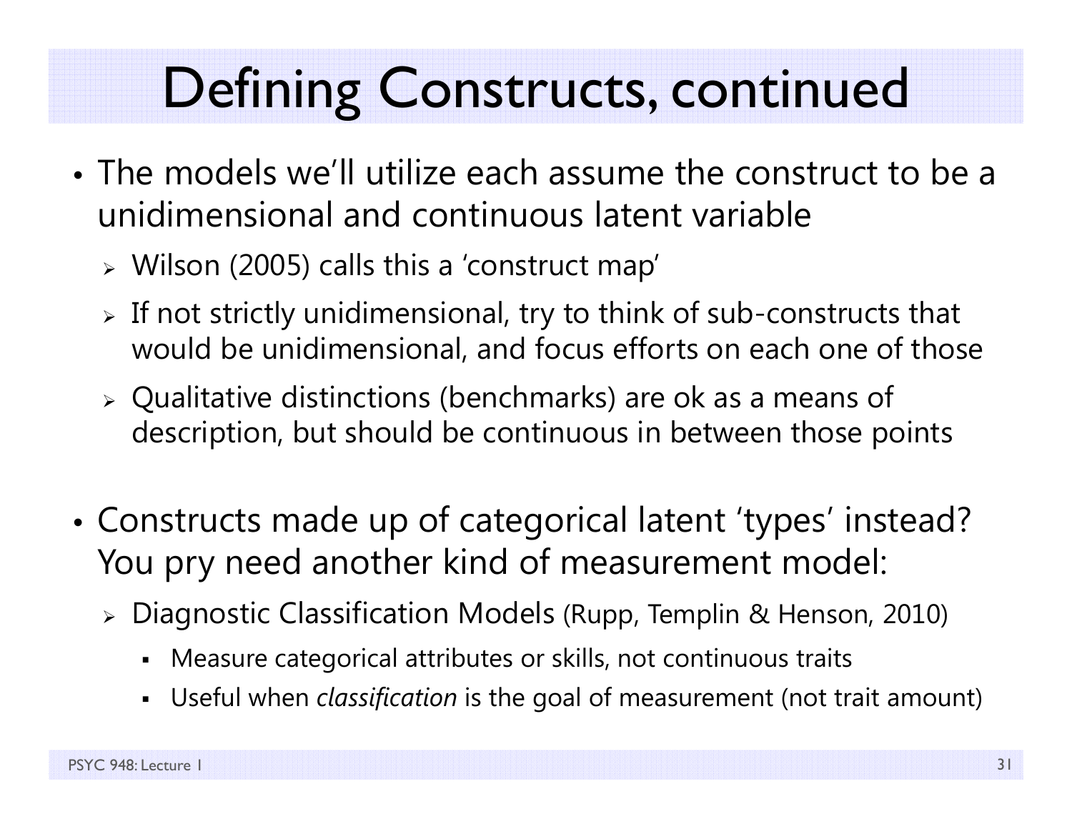# Defining Constructs, continued

- The models we'll utilize each assume the construct to be a unidimensional and continuous latent variable
  - Wilson (2005) calls this a 'construct map'
  - If not strictly unidimensional, try to think of sub-constructs that would be unidimensional, and focus efforts on each one of those
  - Qualitative distinctions (benchmarks) are ok as a means of description, but should be continuous in between those points

- Constructs made up of categorical latent 'types' instead? You pry need another kind of measurement model:
  - Diagnostic Classification Models (Rupp, Templin & Henson, 2010)
    - Measure categorical attributes or skills, not continuous traits
    - Useful when *classification* is the goal of measurement (not trait amount)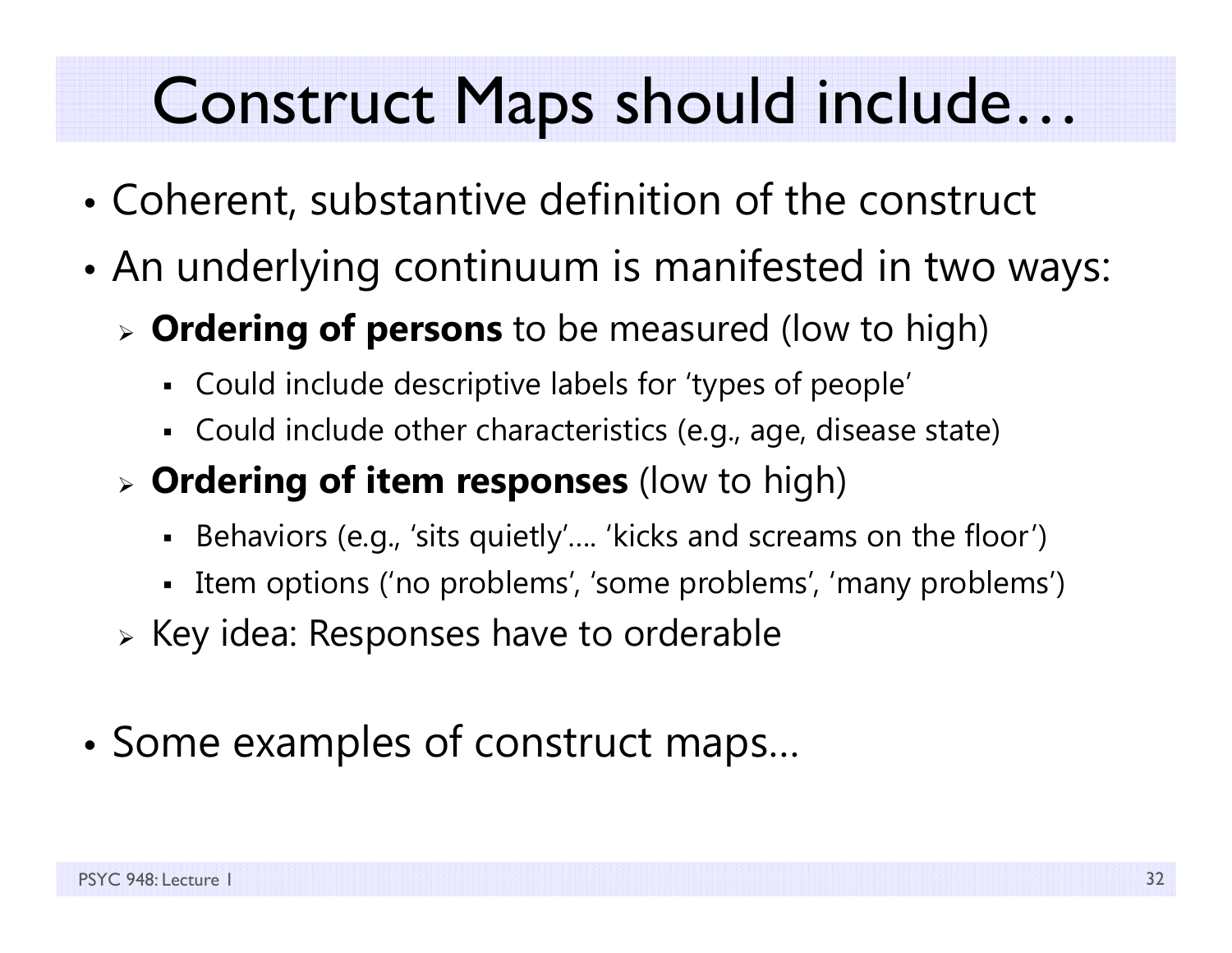# Construct Maps should include…

- Coherent, substantive definition of the construct
- An underlying continuum is manifested in two ways:
  - **Ordering of persons** to be measured (low to high)
    - Could include descriptive labels for 'types of people'
    - Could include other characteristics (e.g., age, disease state)
  - **Ordering of item responses** (low to high)
    - Behaviors (e.g., 'sits quietly'…. 'kicks and screams on the floor')
    - Item options ('no problems', 'some problems', 'many problems')
  - Key idea: Responses have to orderable
- Some examples of construct maps…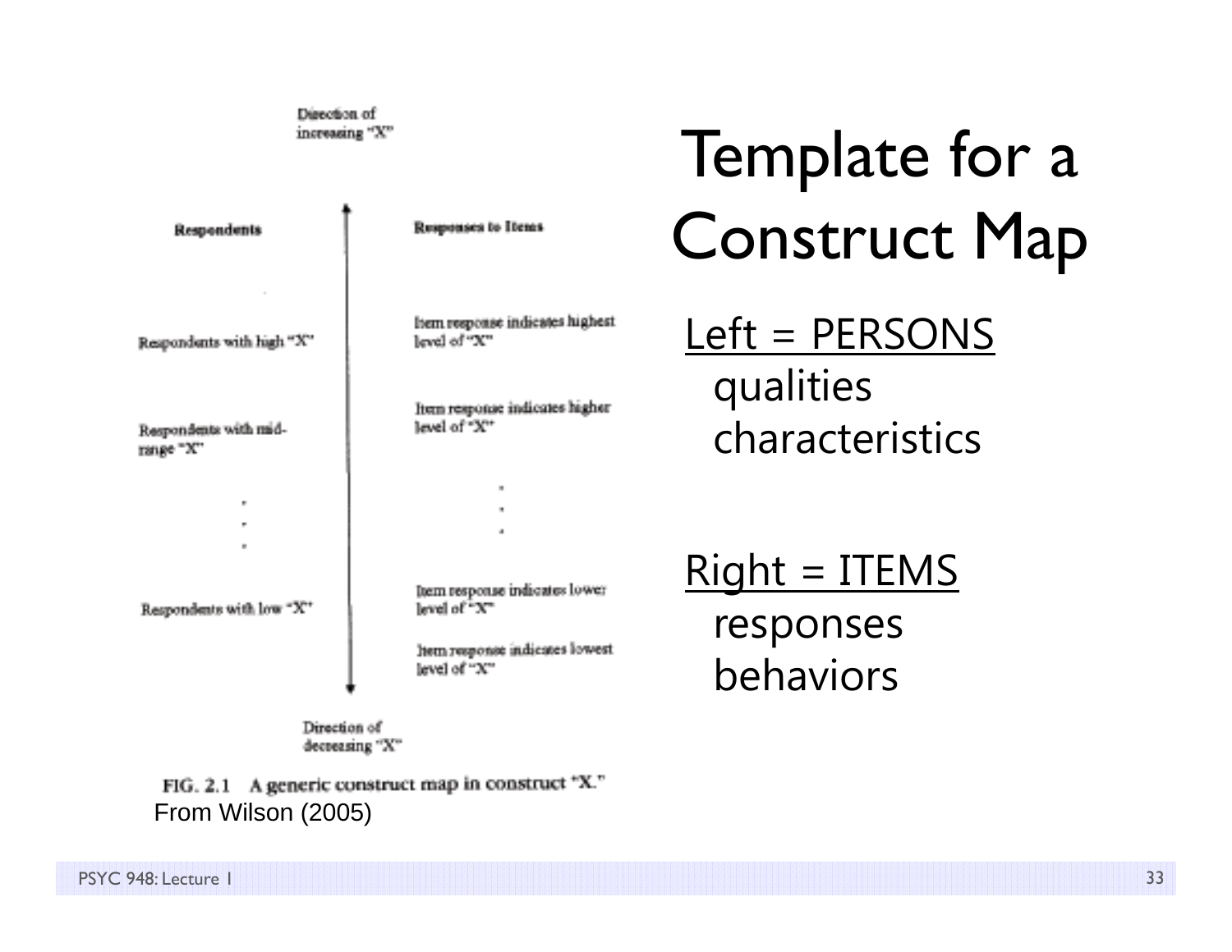# Template for a Construct Map

Direction of increasing "X"

| Respondents | | Responses to Items |
|---|---|---|
| | | Item response indicates highest level of "X" |
| Respondents with high "X" | | |
| | | Item response indicates higher level of "X" |
| Respondents with mid-range "X" | | |
| . . . | | . . . |
| | | Item response indicates lower level of "X" |
| Respondents with low "X" | | |
| | | Item response indicates lowest level of "X" |

Direction of decreasing "X"

FIG. 2.1 A generic construct map in construct "X."

From Wilson (2005)

Left = PERSONS
- qualities
- characteristics

Right = ITEMS
- responses
- behaviors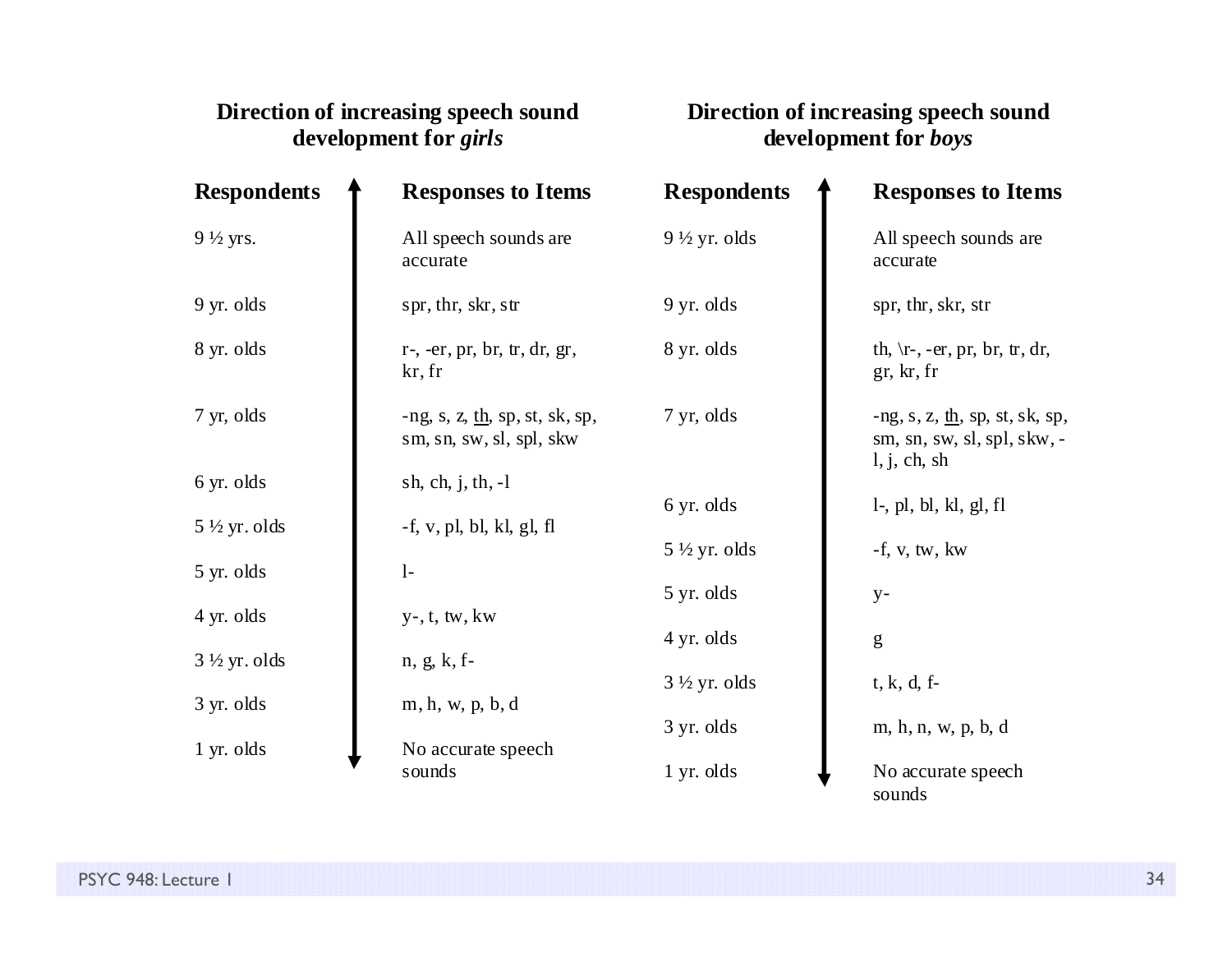**Direction of increasing speech sound development for *girls***

| Respondents | Responses to Items |
|---|---|
| 9 ½ yrs. | All speech sounds are accurate |
| 9 yr. olds | spr, thr, skr, str |
| 8 yr. olds | r-, -er, pr, br, tr, dr, gr, kr, fr |
| 7 yr, olds | -ng, s, z, <u>th</u>, sp, st, sk, sp, sm, sn, sw, sl, spl, skw |
| 6 yr. olds | sh, ch, j, th, -l |
| 5 ½ yr. olds | -f, v, pl, bl, kl, gl, fl |
| 5 yr. olds | l- |
| 4 yr. olds | y-, t, tw, kw |
| 3 ½ yr. olds | n, g, k, f- |
| 3 yr. olds | m, h, w, p, b, d |
| 1 yr. olds | No accurate speech sounds |

**Direction of increasing speech sound development for *boys***

| Respondents | Responses to Items |
|---|---|
| 9 ½ yr. olds | All speech sounds are accurate |
| 9 yr. olds | spr, thr, skr, str |
| 8 yr. olds | th, \r-, -er, pr, br, tr, dr, gr, kr, fr |
| 7 yr, olds | -ng, s, z, <u>th</u>, sp, st, sk, sp, sm, sn, sw, sl, spl, skw, -l, j, ch, sh |
| 6 yr. olds | l-, pl, bl, kl, gl, fl |
| 5 ½ yr. olds | -f, v, tw, kw |
| 5 yr. olds | y- |
| 4 yr. olds | g |
| 3 ½ yr. olds | t, k, d, f- |
| 3 yr. olds | m, h, n, w, p, b, d |
| 1 yr. olds | No accurate speech sounds |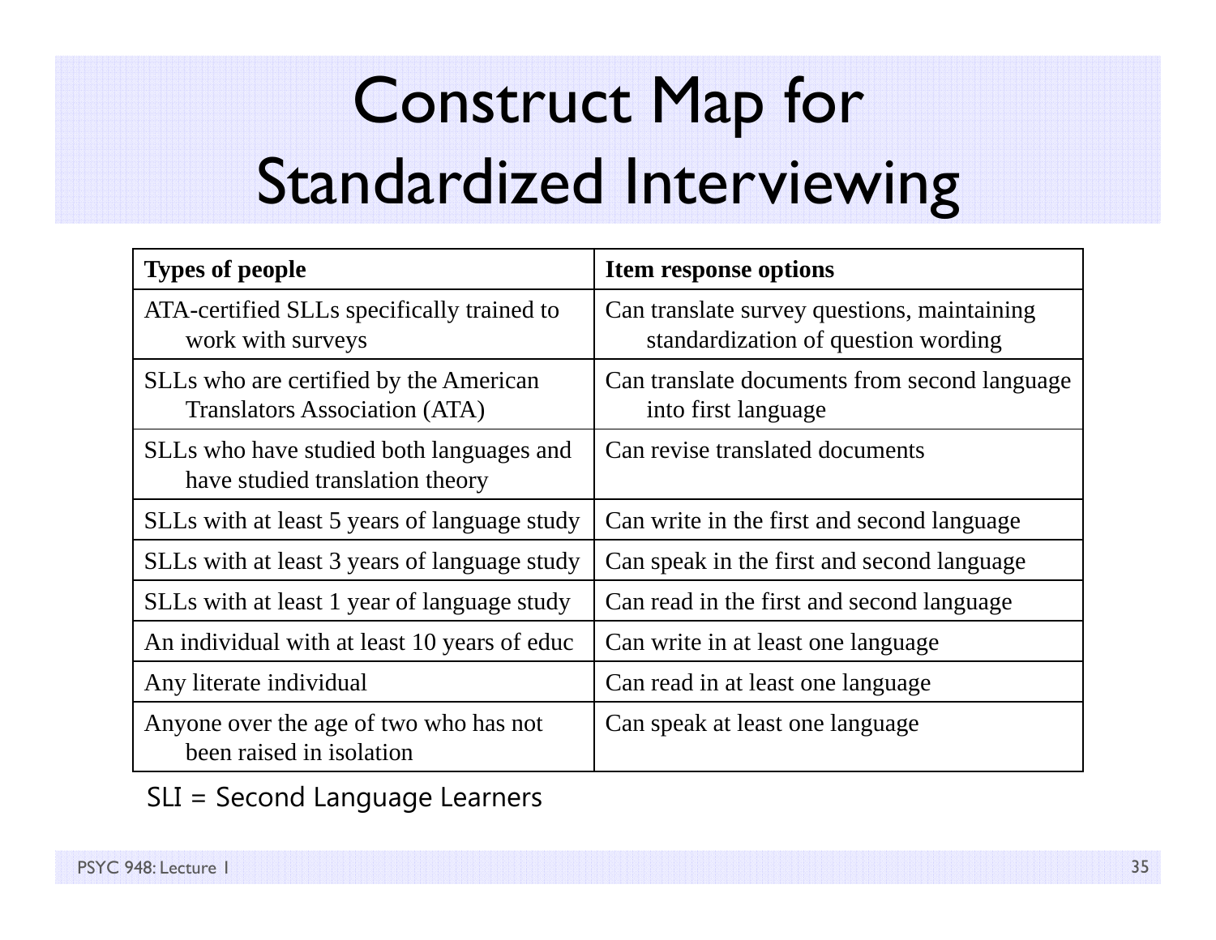# Construct Map for Standardized Interviewing

| Types of people | Item response options |
|---|---|
| ATA-certified SLLs specifically trained to work with surveys | Can translate survey questions, maintaining standardization of question wording |
| SLLs who are certified by the American Translators Association (ATA) | Can translate documents from second language into first language |
| SLLs who have studied both languages and have studied translation theory | Can revise translated documents |
| SLLs with at least 5 years of language study | Can write in the first and second language |
| SLLs with at least 3 years of language study | Can speak in the first and second language |
| SLLs with at least 1 year of language study | Can read in the first and second language |
| An individual with at least 10 years of educ | Can write in at least one language |
| Any literate individual | Can read in at least one language |
| Anyone over the age of two who has not been raised in isolation | Can speak at least one language |

SLI = Second Language Learners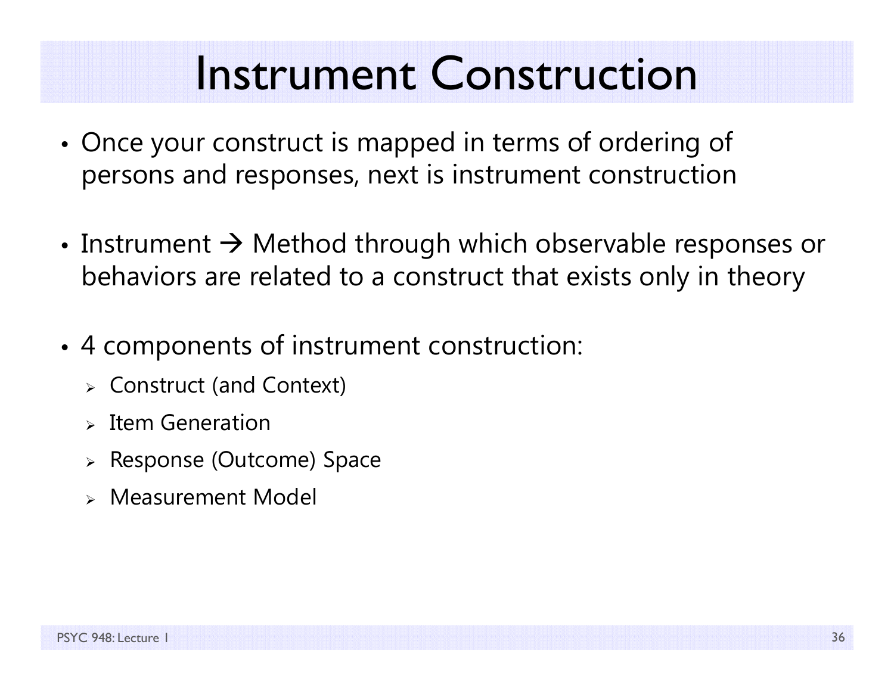# Instrument Construction

- Once your construct is mapped in terms of ordering of persons and responses, next is instrument construction

- Instrument → Method through which observable responses or behaviors are related to a construct that exists only in theory

- 4 components of instrument construction:
  - Construct (and Context)
  - Item Generation
  - Response (Outcome) Space
  - Measurement Model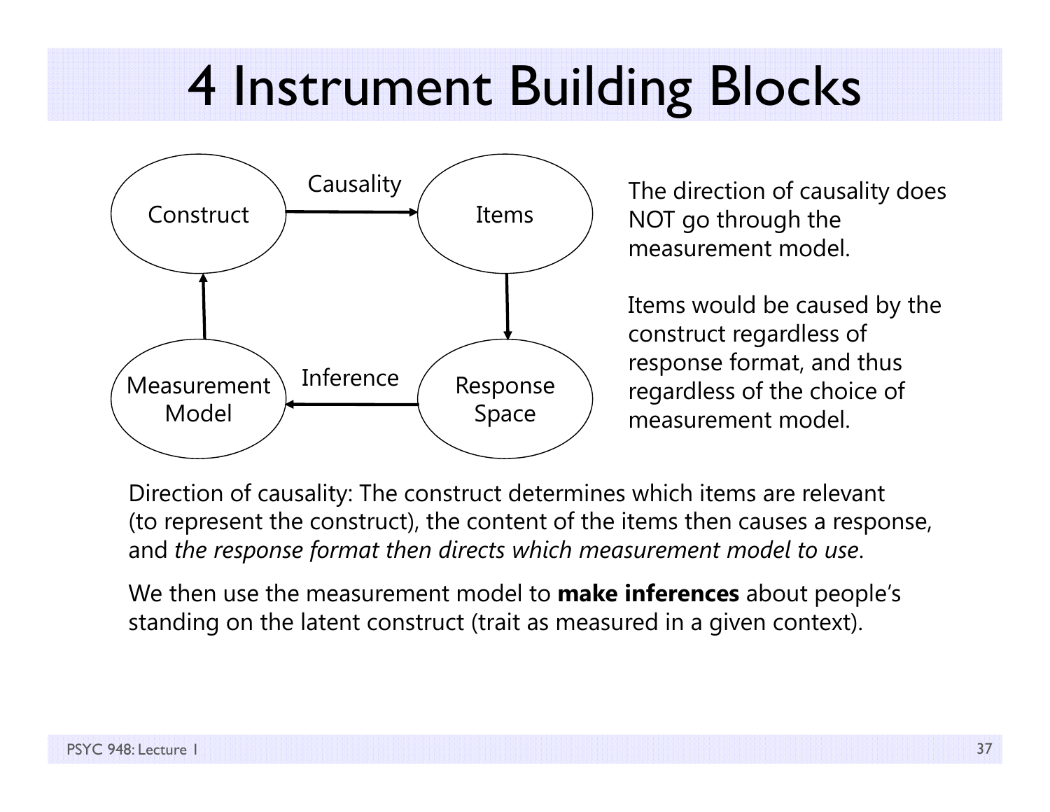# 4 Instrument Building Blocks

Construct → (Causality) → Items → Response Space → (Inference) → Measurement Model → Construct

The direction of causality does NOT go through the measurement model.

Items would be caused by the construct regardless of response format, and thus regardless of the choice of measurement model.

Direction of causality: The construct determines which items are relevant (to represent the construct), the content of the items then causes a response, and *the response format then directs which measurement model to use*.

We then use the measurement model to **make inferences** about people's standing on the latent construct (trait as measured in a given context).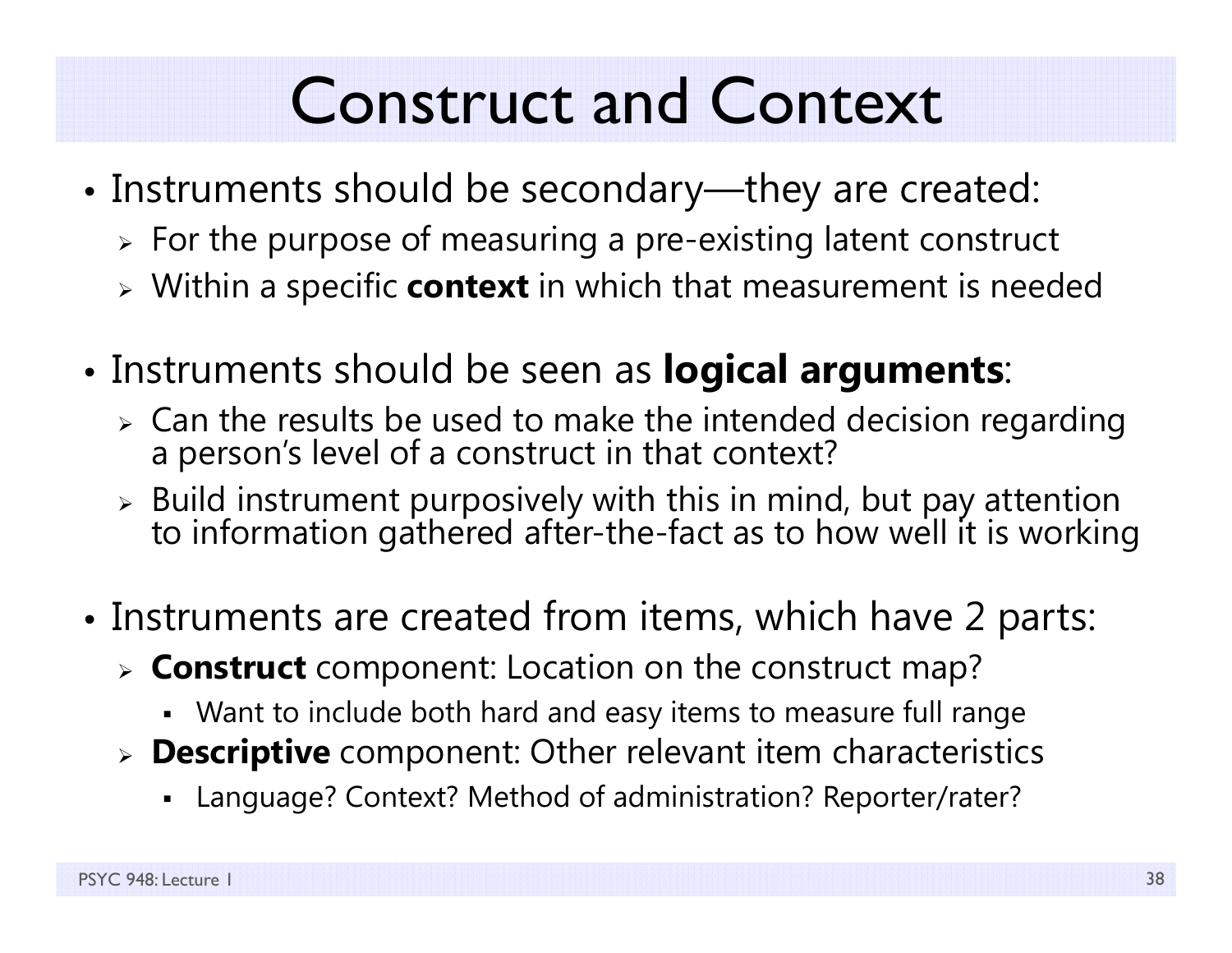# Construct and Context

- Instruments should be secondary—they are created:
  - For the purpose of measuring a pre-existing latent construct
  - Within a specific **context** in which that measurement is needed
- Instruments should be seen as **logical arguments**:
  - Can the results be used to make the intended decision regarding a person's level of a construct in that context?
  - Build instrument purposively with this in mind, but pay attention to information gathered after-the-fact as to how well it is working
- Instruments are created from items, which have 2 parts:
  - **Construct** component: Location on the construct map?
    - Want to include both hard and easy items to measure full range
  - **Descriptive** component: Other relevant item characteristics
    - Language? Context? Method of administration? Reporter/rater?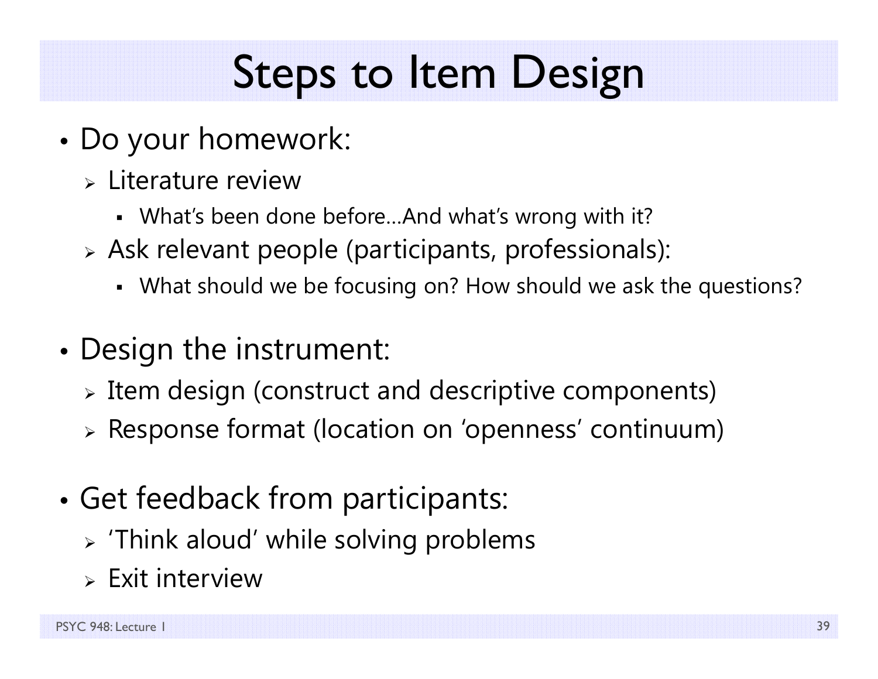# Steps to Item Design

- Do your homework:
  - Literature review
    - What's been done before…And what's wrong with it?
  - Ask relevant people (participants, professionals):
    - What should we be focusing on? How should we ask the questions?

- Design the instrument:
  - Item design (construct and descriptive components)
  - Response format (location on 'openness' continuum)

- Get feedback from participants:
  - 'Think aloud' while solving problems
  - Exit interview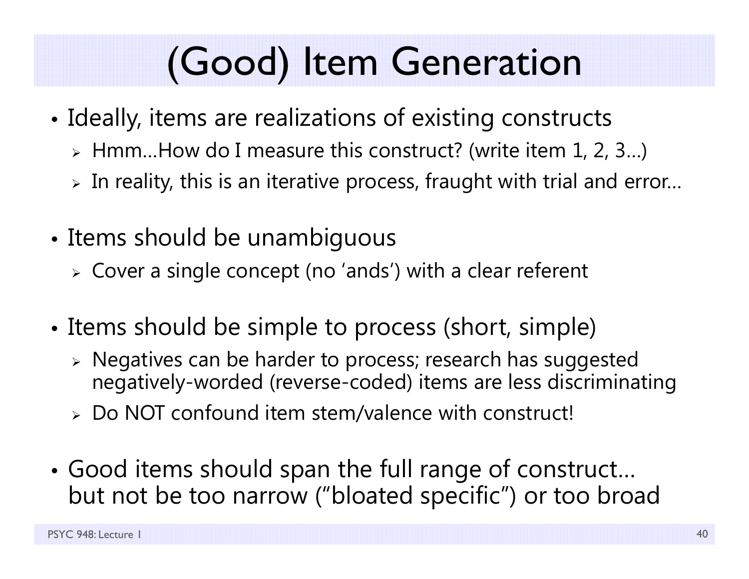# (Good) Item Generation

- Ideally, items are realizations of existing constructs
  - Hmm…How do I measure this construct? (write item 1, 2, 3…)
  - In reality, this is an iterative process, fraught with trial and error…
- Items should be unambiguous
  - Cover a single concept (no 'ands') with a clear referent
- Items should be simple to process (short, simple)
  - Negatives can be harder to process; research has suggested negatively-worded (reverse-coded) items are less discriminating
  - Do NOT confound item stem/valence with construct!
- Good items should span the full range of construct… but not be too narrow ("bloated specific") or too broad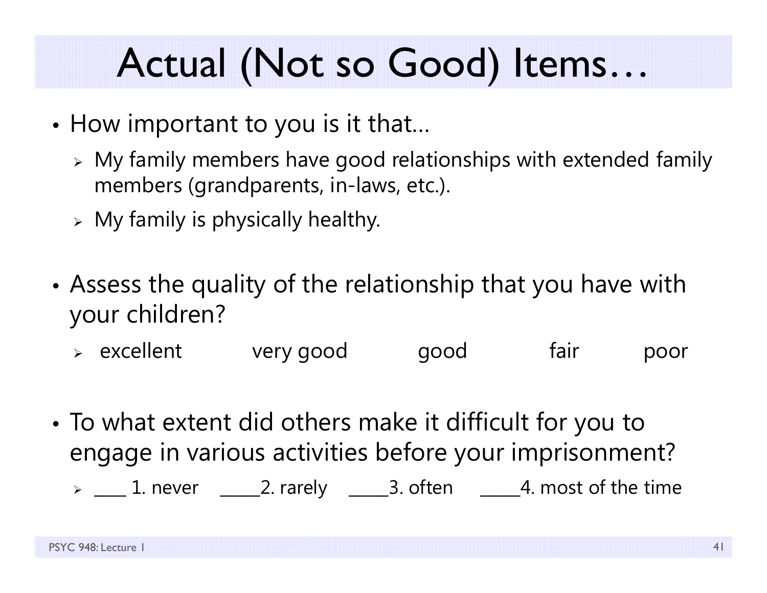# Actual (Not so Good) Items…

- How important to you is it that…
  - My family members have good relationships with extended family members (grandparents, in-laws, etc.).
  - My family is physically healthy.
- Assess the quality of the relationship that you have with your children?
  - excellent     very good     good     fair     poor
- To what extent did others make it difficult for you to engage in various activities before your imprisonment?
  - ____ 1. never   _____2. rarely   _____3. often   _____4. most of the time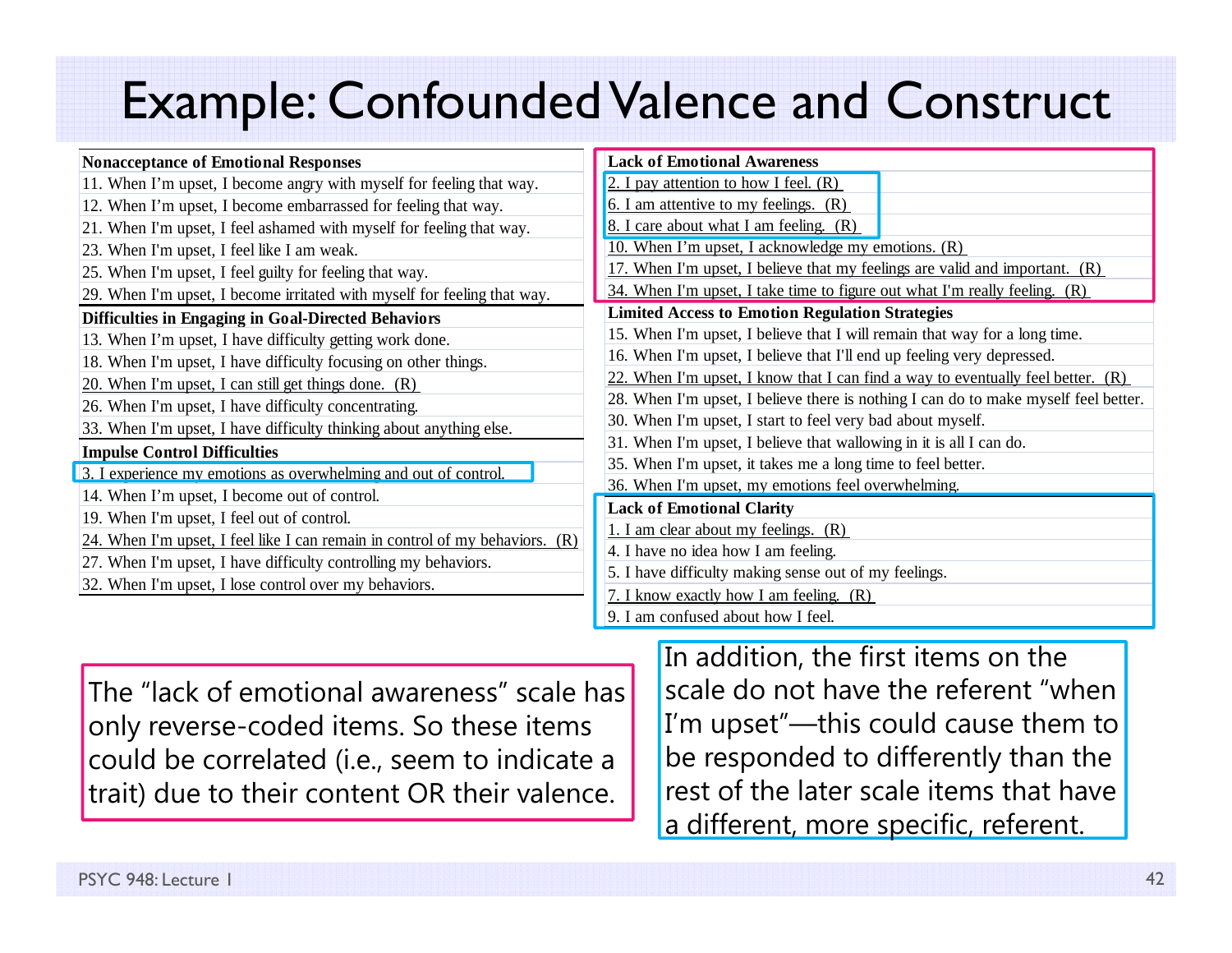# Example: Confounded Valence and Construct

| Nonacceptance of Emotional Responses |
|---|
| 11. When I'm upset, I become angry with myself for feeling that way. |
| 12. When I'm upset, I become embarrassed for feeling that way. |
| 21. When I'm upset, I feel ashamed with myself for feeling that way. |
| 23. When I'm upset, I feel like I am weak. |
| 25. When I'm upset, I feel guilty for feeling that way. |
| 29. When I'm upset, I become irritated with myself for feeling that way. |

| Difficulties in Engaging in Goal-Directed Behaviors |
|---|
| 13. When I'm upset, I have difficulty getting work done. |
| 18. When I'm upset, I have difficulty focusing on other things. |
| 20. When I'm upset, I can still get things done. (R) |
| 26. When I'm upset, I have difficulty concentrating. |
| 33. When I'm upset, I have difficulty thinking about anything else. |

| Impulse Control Difficulties |
|---|
| 3. I experience my emotions as overwhelming and out of control. |
| 14. When I'm upset, I become out of control. |
| 19. When I'm upset, I feel out of control. |
| 24. When I'm upset, I feel like I can remain in control of my behaviors. (R) |
| 27. When I'm upset, I have difficulty controlling my behaviors. |
| 32. When I'm upset, I lose control over my behaviors. |

| Lack of Emotional Awareness |
|---|
| 2. I pay attention to how I feel. (R) |
| 6. I am attentive to my feelings. (R) |
| 8. I care about what I am feeling. (R) |
| 10. When I'm upset, I acknowledge my emotions. (R) |
| 17. When I'm upset, I believe that my feelings are valid and important. (R) |
| 34. When I'm upset, I take time to figure out what I'm really feeling. (R) |

| Limited Access to Emotion Regulation Strategies |
|---|
| 15. When I'm upset, I believe that I will remain that way for a long time. |
| 16. When I'm upset, I believe that I'll end up feeling very depressed. |
| 22. When I'm upset, I know that I can find a way to eventually feel better. (R) |
| 28. When I'm upset, I believe there is nothing I can do to make myself feel better. |
| 30. When I'm upset, I start to feel very bad about myself. |
| 31. When I'm upset, I believe that wallowing in it is all I can do. |
| 35. When I'm upset, it takes me a long time to feel better. |
| 36. When I'm upset, my emotions feel overwhelming. |

| Lack of Emotional Clarity |
|---|
| 1. I am clear about my feelings. (R) |
| 4. I have no idea how I am feeling. |
| 5. I have difficulty making sense out of my feelings. |
| 7. I know exactly how I am feeling. (R) |
| 9. I am confused about how I feel. |

The "lack of emotional awareness" scale has only reverse-coded items. So these items could be correlated (i.e., seem to indicate a trait) due to their content OR their valence.

In addition, the first items on the scale do not have the referent "when I'm upset"—this could cause them to be responded to differently than the rest of the later scale items that have a different, more specific, referent.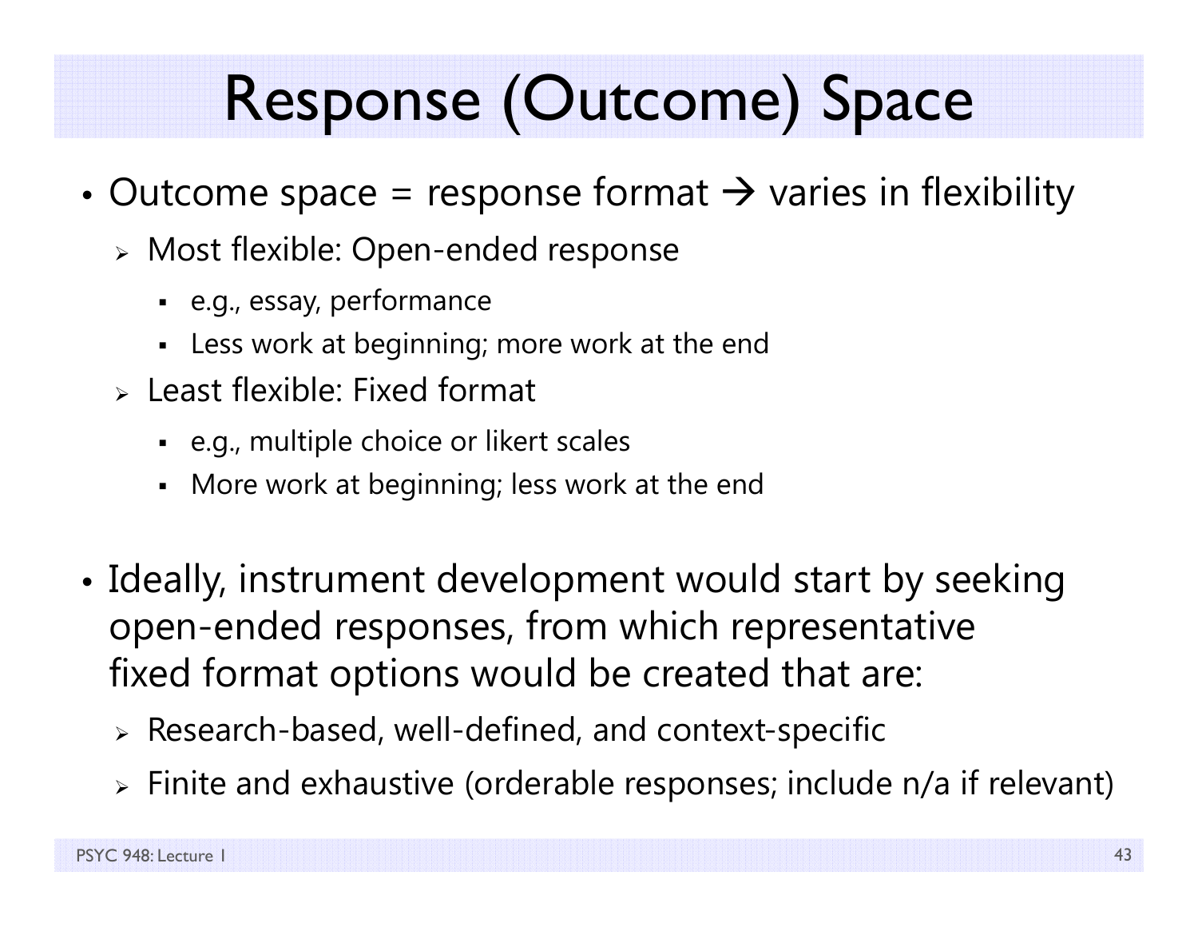# Response (Outcome) Space

- Outcome space = response format → varies in flexibility
  - Most flexible: Open-ended response
    - e.g., essay, performance
    - Less work at beginning; more work at the end
  - Least flexible: Fixed format
    - e.g., multiple choice or likert scales
    - More work at beginning; less work at the end

- Ideally, instrument development would start by seeking open-ended responses, from which representative fixed format options would be created that are:
  - Research-based, well-defined, and context-specific
  - Finite and exhaustive (orderable responses; include n/a if relevant)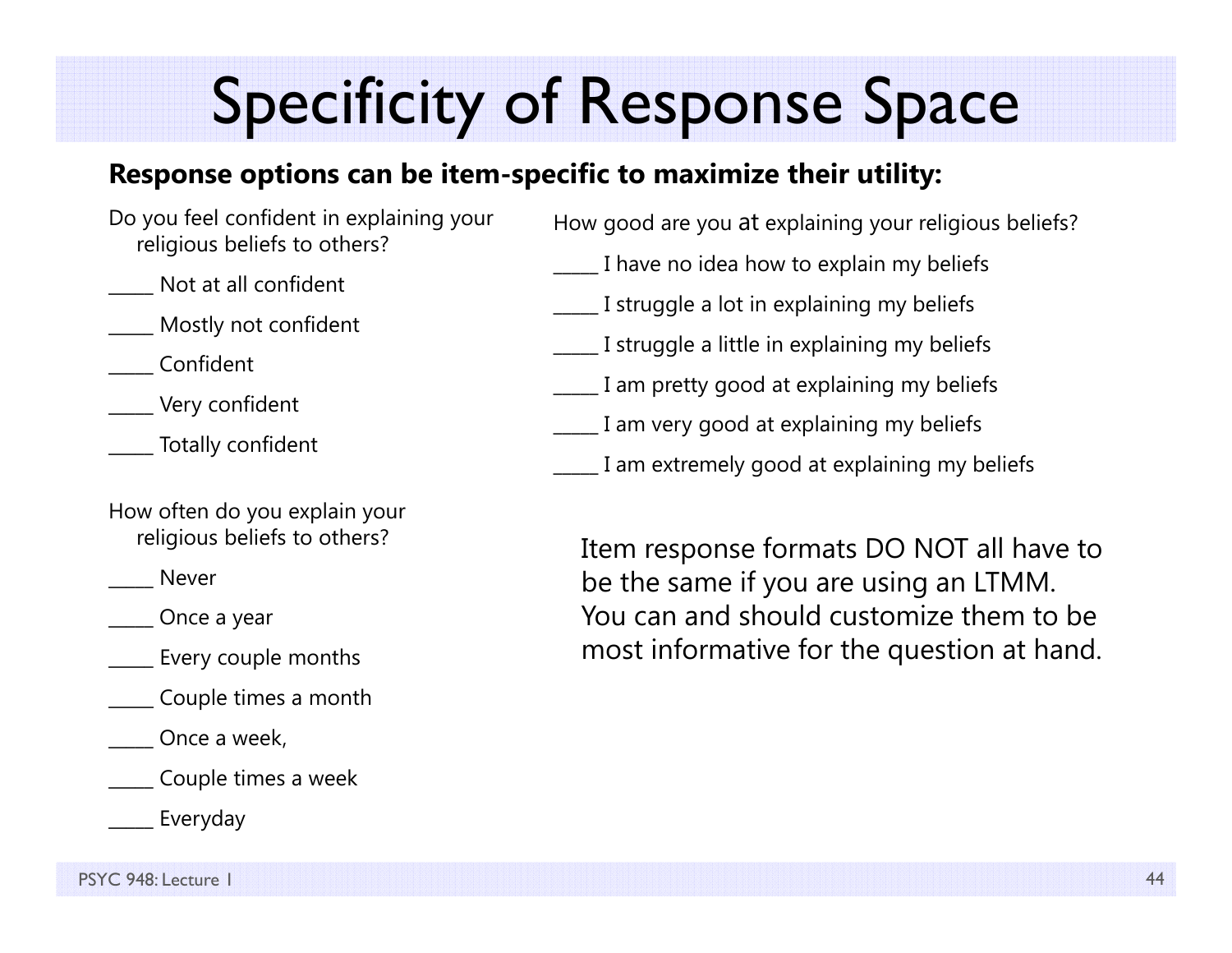# Specificity of Response Space

**Response options can be item-specific to maximize their utility:**

Do you feel confident in explaining your religious beliefs to others?

_____ Not at all confident

_____ Mostly not confident

_____ Confident

_____ Very confident

_____ Totally confident

How often do you explain your religious beliefs to others?

_____ Never

_____ Once a year

_____ Every couple months

_____ Couple times a month

_____ Once a week,

_____ Couple times a week

_____ Everyday

How good are you at explaining your religious beliefs?

_____ I have no idea how to explain my beliefs

_____ I struggle a lot in explaining my beliefs

_____ I struggle a little in explaining my beliefs

_____ I am pretty good at explaining my beliefs

_____ I am very good at explaining my beliefs

_____ I am extremely good at explaining my beliefs

Item response formats DO NOT all have to be the same if you are using an LTMM. You can and should customize them to be most informative for the question at hand.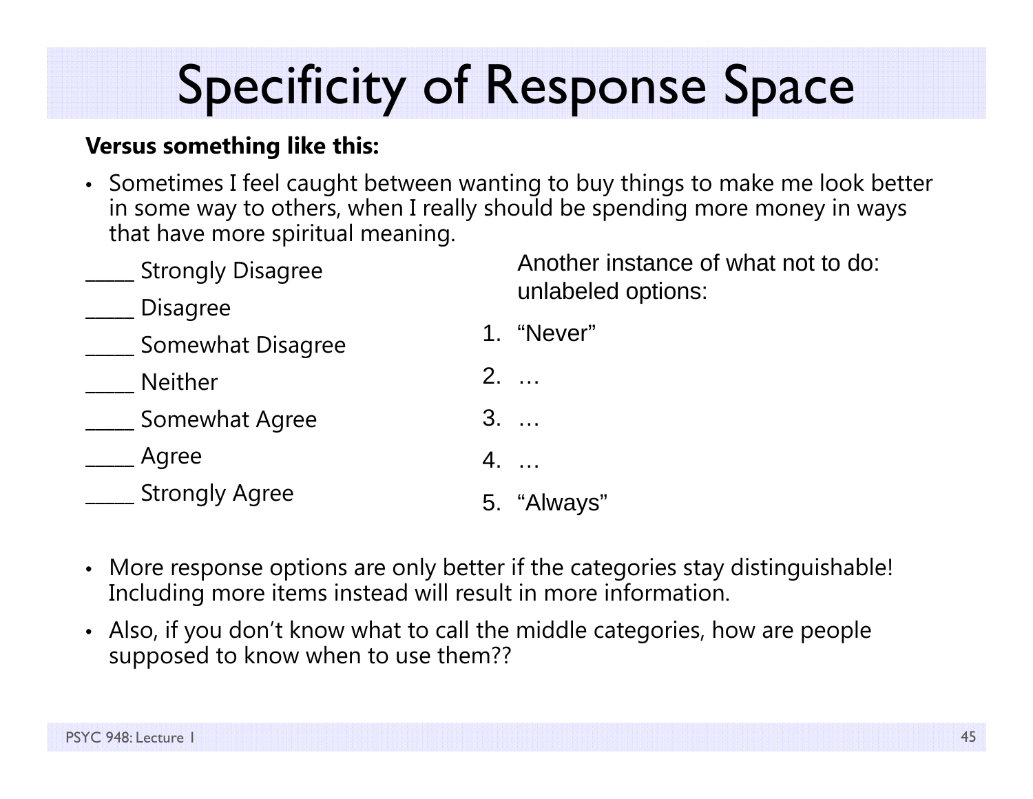# Specificity of Response Space

**Versus something like this:**

- Sometimes I feel caught between wanting to buy things to make me look better in some way to others, when I really should be spending more money in ways that have more spiritual meaning.

_____ Strongly Disagree

_____ Disagree

_____ Somewhat Disagree

_____ Neither

_____ Somewhat Agree

_____ Agree

_____ Strongly Agree

Another instance of what not to do: unlabeled options:

1. "Never"
2. …
3. …
4. …
5. "Always"

- More response options are only better if the categories stay distinguishable! Including more items instead will result in more information.
- Also, if you don't know what to call the middle categories, how are people supposed to know when to use them??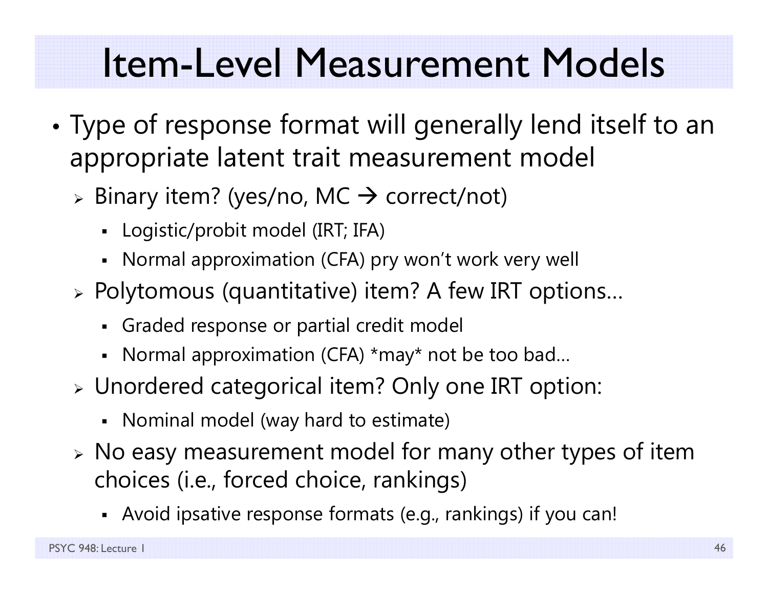# Item-Level Measurement Models

- Type of response format will generally lend itself to an appropriate latent trait measurement model
  - Binary item? (yes/no, MC → correct/not)
    - Logistic/probit model (IRT; IFA)
    - Normal approximation (CFA) pry won't work very well
  - Polytomous (quantitative) item? A few IRT options…
    - Graded response or partial credit model
    - Normal approximation (CFA) *may* not be too bad…
  - Unordered categorical item? Only one IRT option:
    - Nominal model (way hard to estimate)
  - No easy measurement model for many other types of item choices (i.e., forced choice, rankings)
    - Avoid ipsative response formats (e.g., rankings) if you can!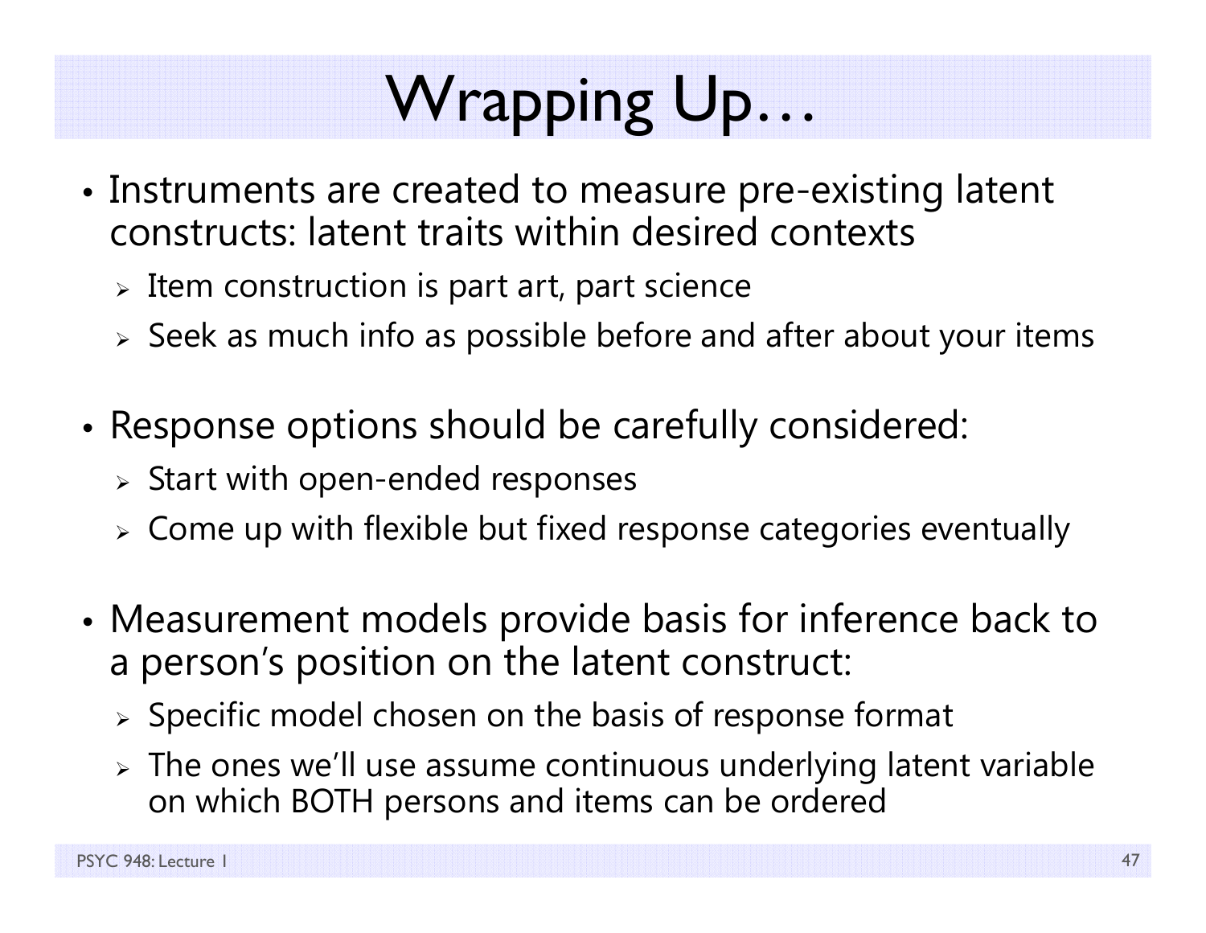# Wrapping Up…

- Instruments are created to measure pre-existing latent constructs: latent traits within desired contexts
  - Item construction is part art, part science
  - Seek as much info as possible before and after about your items

- Response options should be carefully considered:
  - Start with open-ended responses
  - Come up with flexible but fixed response categories eventually

- Measurement models provide basis for inference back to a person's position on the latent construct:
  - Specific model chosen on the basis of response format
  - The ones we'll use assume continuous underlying latent variable on which BOTH persons and items can be ordered